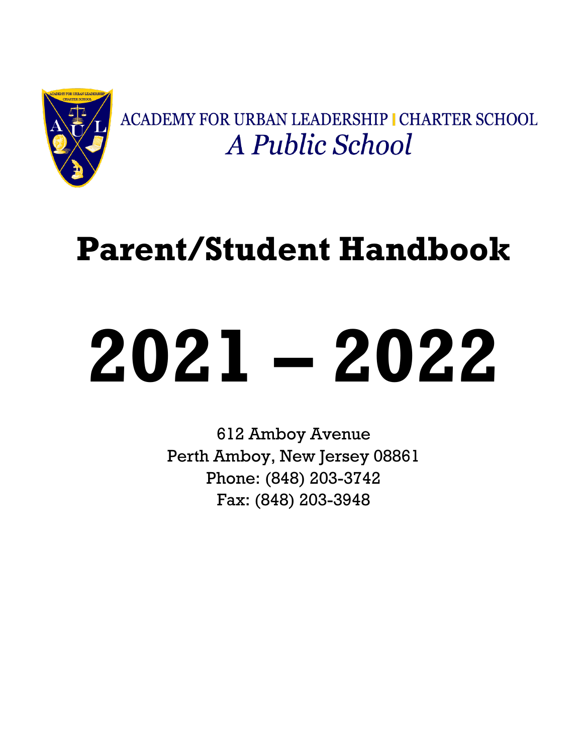ACADEMY FOR URBAN LEADERSHIP | CHARTER SCHOOL

*A Public School*

# Parent/Student Handbook

# 2021 – 2022

612 Amboy Avenue
Perth Amboy, New Jersey 08861
Phone: (848) 203-3742
Fax: (848) 203-3948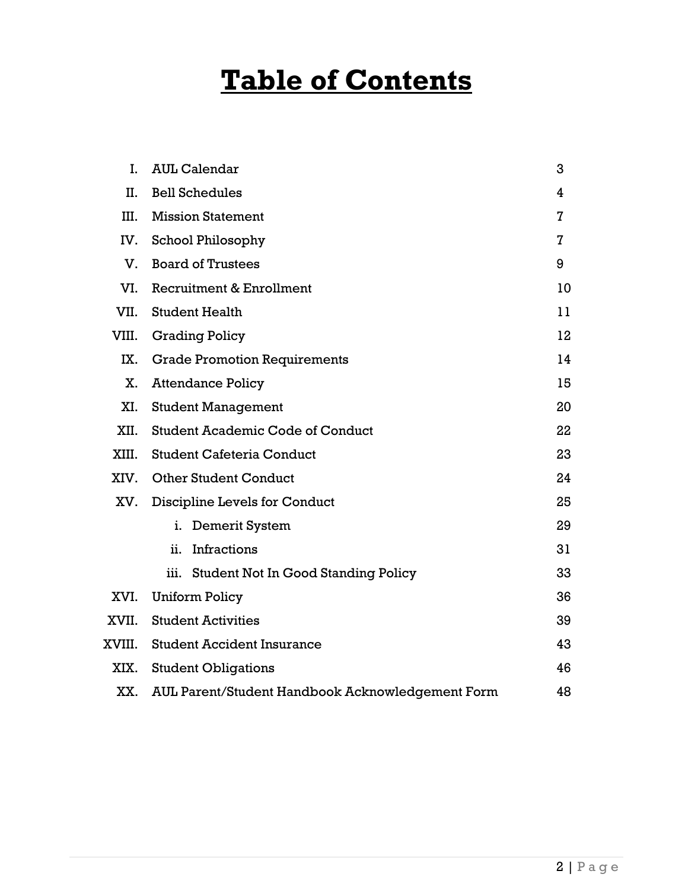# Table of Contents

| | | |
|---|---|---|
| I. | AUL Calendar | 3 |
| II. | Bell Schedules | 4 |
| III. | Mission Statement | 7 |
| IV. | School Philosophy | 7 |
| V. | Board of Trustees | 9 |
| VI. | Recruitment & Enrollment | 10 |
| VII. | Student Health | 11 |
| VIII. | Grading Policy | 12 |
| IX. | Grade Promotion Requirements | 14 |
| X. | Attendance Policy | 15 |
| XI. | Student Management | 20 |
| XII. | Student Academic Code of Conduct | 22 |
| XIII. | Student Cafeteria Conduct | 23 |
| XIV. | Other Student Conduct | 24 |
| XV. | Discipline Levels for Conduct | 25 |
| | i. Demerit System | 29 |
| | ii. Infractions | 31 |
| | iii. Student Not In Good Standing Policy | 33 |
| XVI. | Uniform Policy | 36 |
| XVII. | Student Activities | 39 |
| XVIII. | Student Accident Insurance | 43 |
| XIX. | Student Obligations | 46 |
| XX. | AUL Parent/Student Handbook Acknowledgement Form | 48 |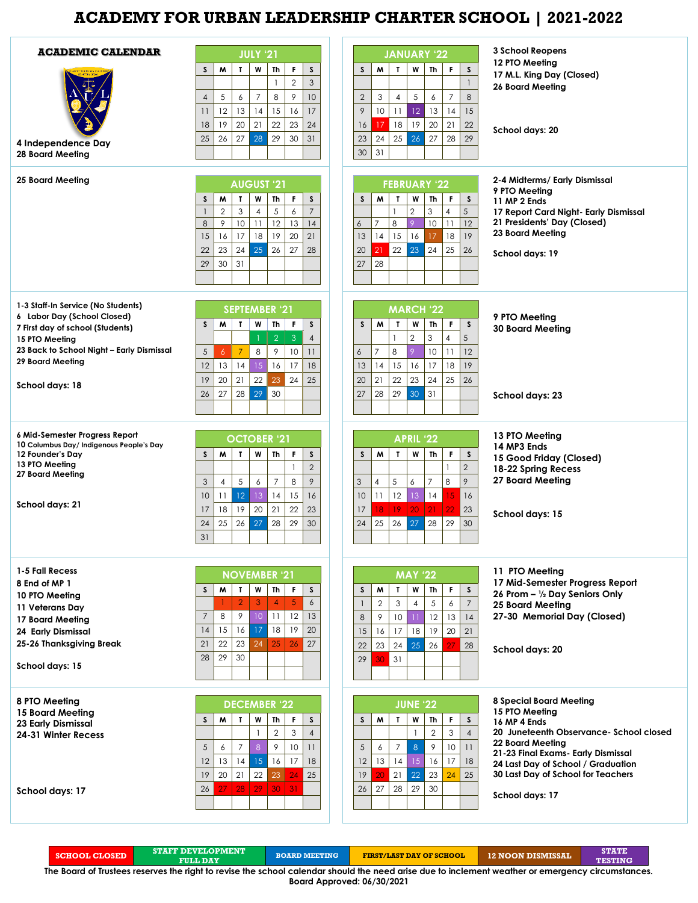# ACADEMY FOR URBAN LEADERSHIP CHARTER SCHOOL | 2021-2022

## ACADEMIC CALENDAR

### JULY '21

| S | M | T | W | Th | F | S |
|---|---|---|---|---|---|---|
| | | | | 1 | 2 | 3 |
| 4 | 5 | 6 | 7 | 8 | 9 | 10 |
| 11 | 12 | 13 | 14 | 15 | 16 | 17 |
| 18 | 19 | 20 | 21 | 22 | 23 | 24 |
| 25 | 26 | 27 | 28 | 29 | 30 | 31 |

4 Independence Day
28 Board Meeting

### AUGUST '21

| S | M | T | W | Th | F | S |
|---|---|---|---|---|---|---|
| 1 | 2 | 3 | 4 | 5 | 6 | 7 |
| 8 | 9 | 10 | 11 | 12 | 13 | 14 |
| 15 | 16 | 17 | 18 | 19 | 20 | 21 |
| 22 | 23 | 24 | 25 | 26 | 27 | 28 |
| 29 | 30 | 31 | | | | |

25 Board Meeting

### SEPTEMBER '21

| S | M | T | W | Th | F | S |
|---|---|---|---|---|---|---|
| | | | 1 | 2 | 3 | 4 |
| 5 | 6 | 7 | 8 | 9 | 10 | 11 |
| 12 | 13 | 14 | 15 | 16 | 17 | 18 |
| 19 | 20 | 21 | 22 | 23 | 24 | 25 |
| 26 | 27 | 28 | 29 | 30 | | |

1-3 Staff-In Service (No Students)
6 Labor Day (School Closed)
7 First day of school (Students)
15 PTO Meeting
23 Back to School Night – Early Dismissal
29 Board Meeting

School days: 18

### OCTOBER '21

| S | M | T | W | Th | F | S |
|---|---|---|---|---|---|---|
| | | | | | 1 | 2 |
| 3 | 4 | 5 | 6 | 7 | 8 | 9 |
| 10 | 11 | 12 | 13 | 14 | 15 | 16 |
| 17 | 18 | 19 | 20 | 21 | 22 | 23 |
| 24 | 25 | 26 | 27 | 28 | 29 | 30 |
| 31 | | | | | | |

6 Mid-Semester Progress Report
10 Columbus Day/ Indigenous People's Day
12 Founder's Day
13 PTO Meeting
27 Board Meeting

School days: 21

### NOVEMBER '21

| S | M | T | W | Th | F | S |
|---|---|---|---|---|---|---|
| | 1 | 2 | 3 | 4 | 5 | 6 |
| 7 | 8 | 9 | 10 | 11 | 12 | 13 |
| 14 | 15 | 16 | 17 | 18 | 19 | 20 |
| 21 | 22 | 23 | 24 | 25 | 26 | 27 |
| 28 | 29 | 30 | | | | |

1-5 Fall Recess
8 End of MP 1
10 PTO Meeting
11 Veterans Day
17 Board Meeting
24 Early Dismissal
25-26 Thanksgiving Break

School days: 15

### DECEMBER '22

| S | M | T | W | Th | F | S |
|---|---|---|---|---|---|---|
| | | | 1 | 2 | 3 | 4 |
| 5 | 6 | 7 | 8 | 9 | 10 | 11 |
| 12 | 13 | 14 | 15 | 16 | 17 | 18 |
| 19 | 20 | 21 | 22 | 23 | 24 | 25 |
| 26 | 27 | 28 | 29 | 30 | 31 | |

8 PTO Meeting
15 Board Meeting
23 Early Dismissal
24-31 Winter Recess

School days: 17

### JANUARY '22

| S | M | T | W | Th | F | S |
|---|---|---|---|---|---|---|
| | | | | | | 1 |
| 2 | 3 | 4 | 5 | 6 | 7 | 8 |
| 9 | 10 | 11 | 12 | 13 | 14 | 15 |
| 16 | 17 | 18 | 19 | 20 | 21 | 22 |
| 23 | 24 | 25 | 26 | 27 | 28 | 29 |
| 30 | 31 | | | | | |

3 School Reopens
12 PTO Meeting
17 M.L. King Day (Closed)
26 Board Meeting

School days: 20

### FEBRUARY '22

| S | M | T | W | Th | F | S |
|---|---|---|---|---|---|---|
| | | 1 | 2 | 3 | 4 | 5 |
| 6 | 7 | 8 | 9 | 10 | 11 | 12 |
| 13 | 14 | 15 | 16 | 17 | 18 | 19 |
| 20 | 21 | 22 | 23 | 24 | 25 | 26 |
| 27 | 28 | | | | | |

2-4 Midterms/ Early Dismissal
9 PTO Meeting
11 MP 2 Ends
17 Report Card Night- Early Dismissal
21 Presidents' Day (Closed)
23 Board Meeting

School days: 19

### MARCH '22

| S | M | T | W | Th | F | S |
|---|---|---|---|---|---|---|
| | | 1 | 2 | 3 | 4 | 5 |
| 6 | 7 | 8 | 9 | 10 | 11 | 12 |
| 13 | 14 | 15 | 16 | 17 | 18 | 19 |
| 20 | 21 | 22 | 23 | 24 | 25 | 26 |
| 27 | 28 | 29 | 30 | 31 | | |

9 PTO Meeting
30 Board Meeting

School days: 23

### APRIL '22

| S | M | T | W | Th | F | S |
|---|---|---|---|---|---|---|
| | | | | | 1 | 2 |
| 3 | 4 | 5 | 6 | 7 | 8 | 9 |
| 10 | 11 | 12 | 13 | 14 | 15 | 16 |
| 17 | 18 | 19 | 20 | 21 | 22 | 23 |
| 24 | 25 | 26 | 27 | 28 | 29 | 30 |

13 PTO Meeting
14 MP3 Ends
15 Good Friday (Closed)
18-22 Spring Recess
27 Board Meeting

School days: 15

### MAY '22

| S | M | T | W | Th | F | S |
|---|---|---|---|---|---|---|
| 1 | 2 | 3 | 4 | 5 | 6 | 7 |
| 8 | 9 | 10 | 11 | 12 | 13 | 14 |
| 15 | 16 | 17 | 18 | 19 | 20 | 21 |
| 22 | 23 | 24 | 25 | 26 | 27 | 28 |
| 29 | 30 | 31 | | | | |

11 PTO Meeting
17 Mid-Semester Progress Report
26 Prom – ½ Day Seniors Only
25 Board Meeting
27-30 Memorial Day (Closed)

School days: 20

### JUNE '22

| S | M | T | W | Th | F | S |
|---|---|---|---|---|---|---|
| | | | 1 | 2 | 3 | 4 |
| 5 | 6 | 7 | 8 | 9 | 10 | 11 |
| 12 | 13 | 14 | 15 | 16 | 17 | 18 |
| 19 | 20 | 21 | 22 | 23 | 24 | 25 |
| 26 | 27 | 28 | 29 | 30 | | |

8 Special Board Meeting
15 PTO Meeting
16 MP 4 Ends
20 Juneteenth Observance- School closed
22 Board Meeting
21-23 Final Exams- Early Dismissal
24 Last Day of School / Graduation
30 Last Day of School for Teachers

School days: 17

| SCHOOL CLOSED | STAFF DEVELOPMENT FULL DAY | BOARD MEETING | FIRST/LAST DAY OF SCHOOL | 12 NOON DISMISSAL | STATE TESTING |
|---|---|---|---|---|---|

The Board of Trustees reserves the right to revise the school calendar should the need arise due to inclement weather or emergency circumstances.
Board Approved: 06/30/2021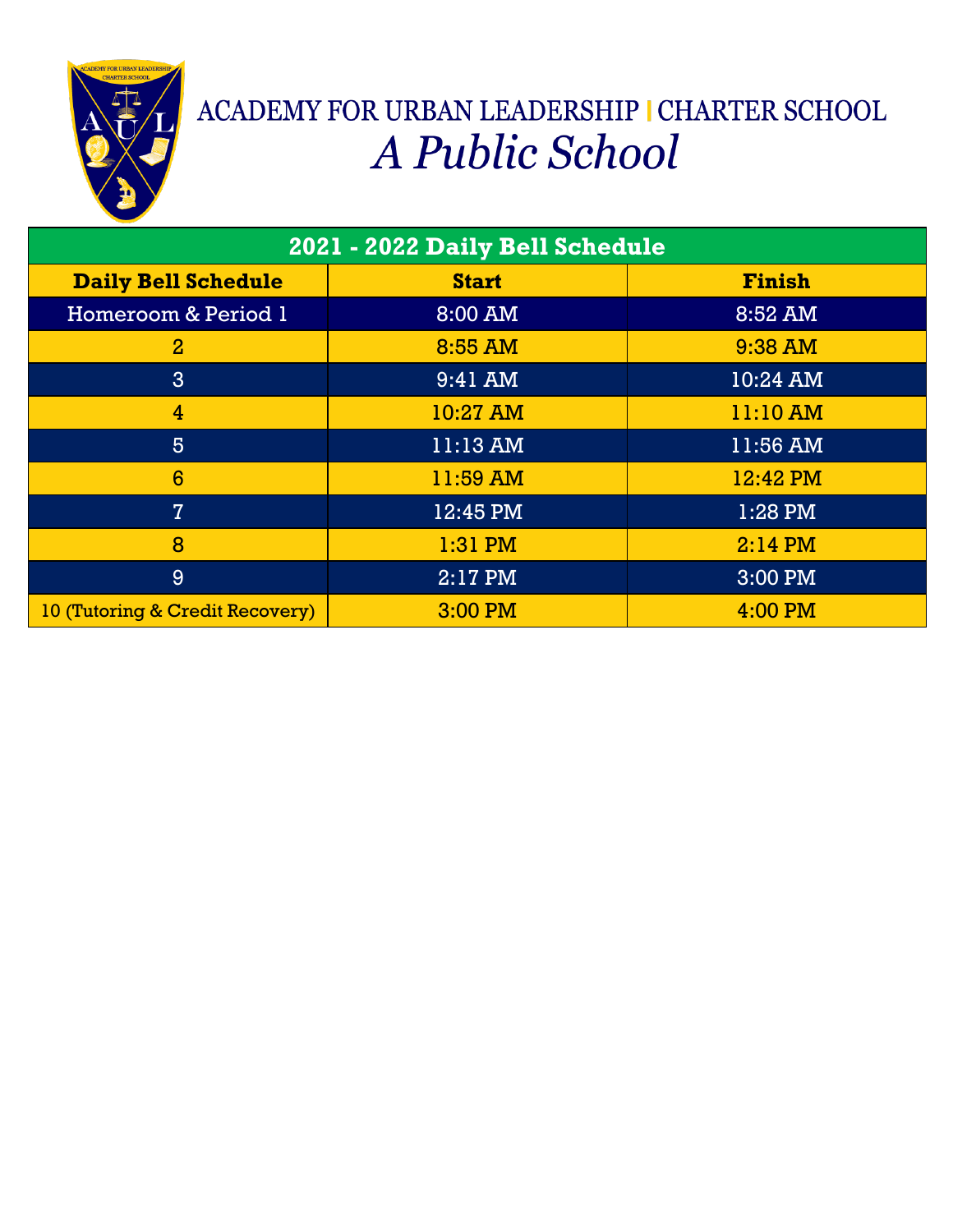# ACADEMY FOR URBAN LEADERSHIP | CHARTER SCHOOL

## *A Public School*

| 2021 - 2022 Daily Bell Schedule | | |
|---|---|---|
| **Daily Bell Schedule** | **Start** | **Finish** |
| Homeroom & Period 1 | 8:00 AM | 8:52 AM |
| 2 | 8:55 AM | 9:38 AM |
| 3 | 9:41 AM | 10:24 AM |
| 4 | 10:27 AM | 11:10 AM |
| 5 | 11:13 AM | 11:56 AM |
| 6 | 11:59 AM | 12:42 PM |
| 7 | 12:45 PM | 1:28 PM |
| 8 | 1:31 PM | 2:14 PM |
| 9 | 2:17 PM | 3:00 PM |
| 10 (Tutoring & Credit Recovery) | 3:00 PM | 4:00 PM |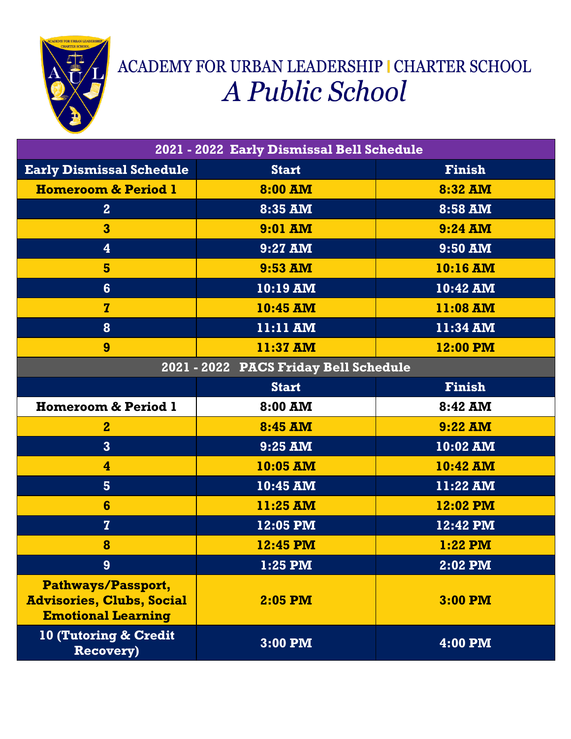# ACADEMY FOR URBAN LEADERSHIP | CHARTER SCHOOL

## *A Public School*

| 2021 - 2022 Early Dismissal Bell Schedule | | |
|---|---|---|
| **Early Dismissal Schedule** | **Start** | **Finish** |
| Homeroom & Period 1 | 8:00 AM | 8:32 AM |
| 2 | 8:35 AM | 8:58 AM |
| 3 | 9:01 AM | 9:24 AM |
| 4 | 9:27 AM | 9:50 AM |
| 5 | 9:53 AM | 10:16 AM |
| 6 | 10:19 AM | 10:42 AM |
| 7 | 10:45 AM | 11:08 AM |
| 8 | 11:11 AM | 11:34 AM |
| 9 | 11:37 AM | 12:00 PM |

| 2021 - 2022 PACS Friday Bell Schedule | | |
|---|---|---|
| | **Start** | **Finish** |
| Homeroom & Period 1 | 8:00 AM | 8:42 AM |
| 2 | 8:45 AM | 9:22 AM |
| 3 | 9:25 AM | 10:02 AM |
| 4 | 10:05 AM | 10:42 AM |
| 5 | 10:45 AM | 11:22 AM |
| 6 | 11:25 AM | 12:02 PM |
| 7 | 12:05 PM | 12:42 PM |
| 8 | 12:45 PM | 1:22 PM |
| 9 | 1:25 PM | 2:02 PM |
| Pathways/Passport, Advisories, Clubs, Social Emotional Learning | 2:05 PM | 3:00 PM |
| 10 (Tutoring & Credit Recovery) | 3:00 PM | 4:00 PM |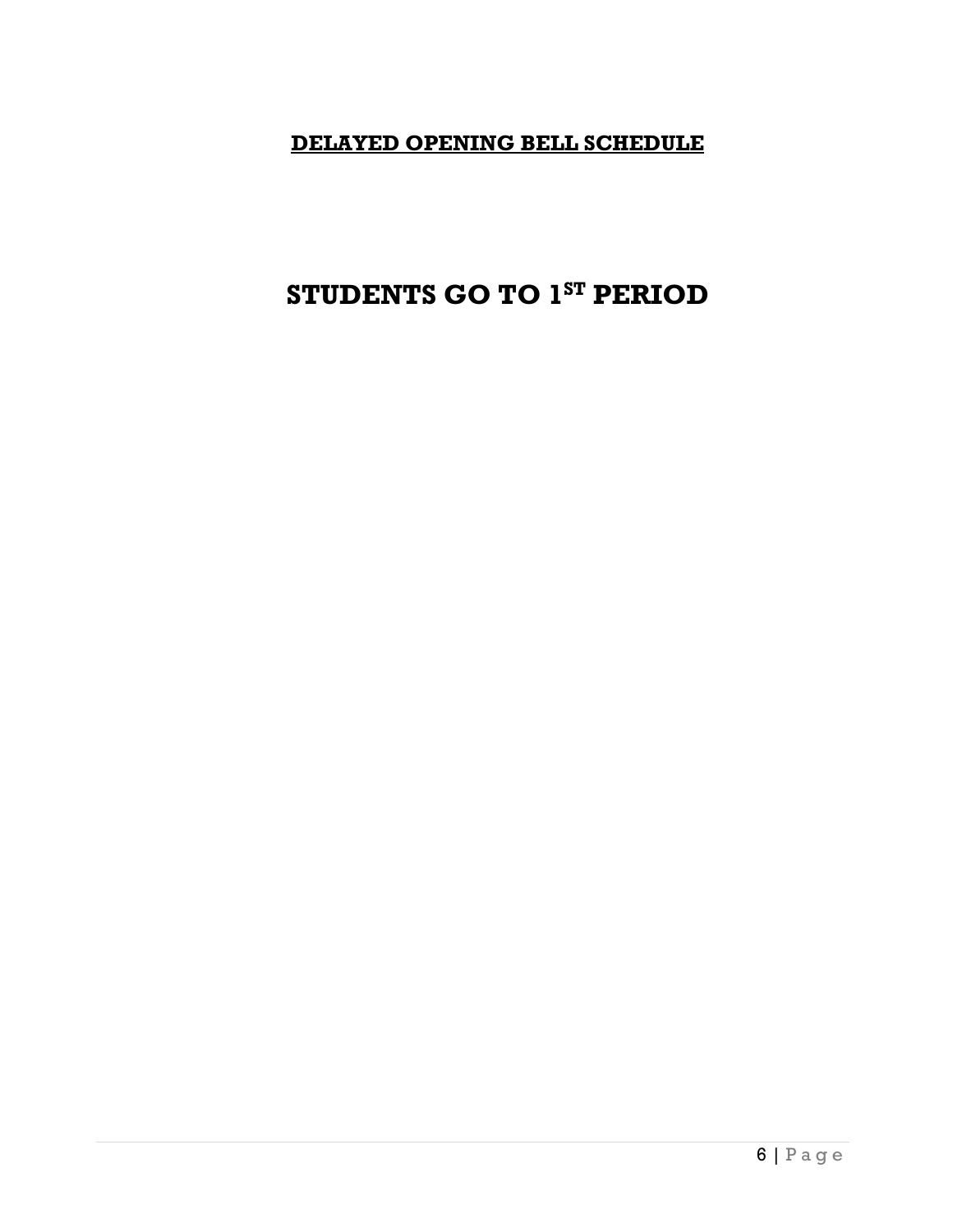# DELAYED OPENING BELL SCHEDULE

## STUDENTS GO TO 1$^{ST}$ PERIOD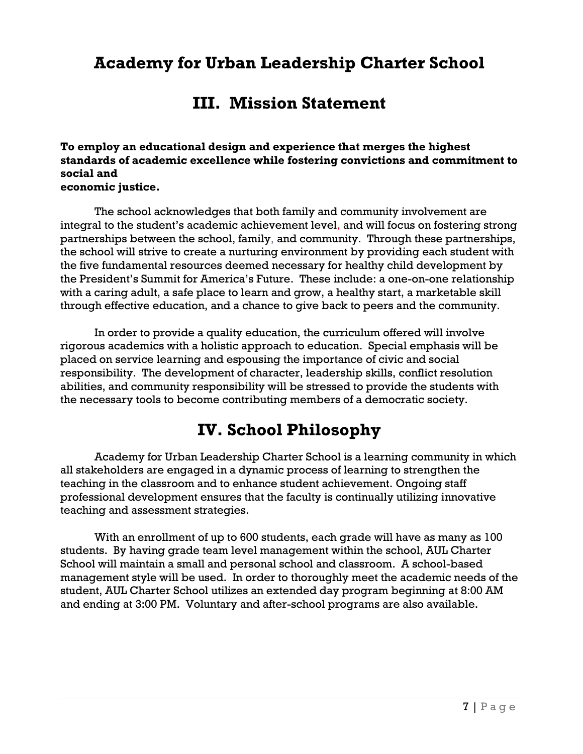# Academy for Urban Leadership Charter School

## III. Mission Statement

**To employ an educational design and experience that merges the highest standards of academic excellence while fostering convictions and commitment to social and economic justice.**

The school acknowledges that both family and community involvement are integral to the student's academic achievement level, and will focus on fostering strong partnerships between the school, family, and community. Through these partnerships, the school will strive to create a nurturing environment by providing each student with the five fundamental resources deemed necessary for healthy child development by the President's Summit for America's Future. These include: a one-on-one relationship with a caring adult, a safe place to learn and grow, a healthy start, a marketable skill through effective education, and a chance to give back to peers and the community.

In order to provide a quality education, the curriculum offered will involve rigorous academics with a holistic approach to education. Special emphasis will be placed on service learning and espousing the importance of civic and social responsibility. The development of character, leadership skills, conflict resolution abilities, and community responsibility will be stressed to provide the students with the necessary tools to become contributing members of a democratic society.

## IV. School Philosophy

Academy for Urban Leadership Charter School is a learning community in which all stakeholders are engaged in a dynamic process of learning to strengthen the teaching in the classroom and to enhance student achievement. Ongoing staff professional development ensures that the faculty is continually utilizing innovative teaching and assessment strategies.

With an enrollment of up to 600 students, each grade will have as many as 100 students. By having grade team level management within the school, AUL Charter School will maintain a small and personal school and classroom. A school-based management style will be used. In order to thoroughly meet the academic needs of the student, AUL Charter School utilizes an extended day program beginning at 8:00 AM and ending at 3:00 PM. Voluntary and after-school programs are also available.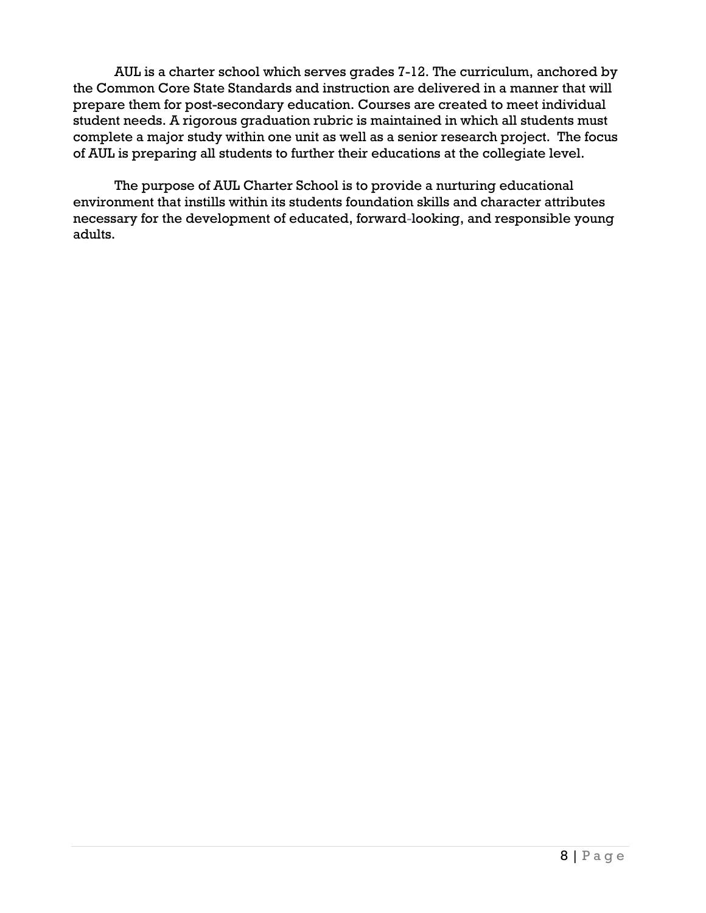AUL is a charter school which serves grades 7-12. The curriculum, anchored by the Common Core State Standards and instruction are delivered in a manner that will prepare them for post-secondary education. Courses are created to meet individual student needs. A rigorous graduation rubric is maintained in which all students must complete a major study within one unit as well as a senior research project. The focus of AUL is preparing all students to further their educations at the collegiate level.

The purpose of AUL Charter School is to provide a nurturing educational environment that instills within its students foundation skills and character attributes necessary for the development of educated, forward-looking, and responsible young adults.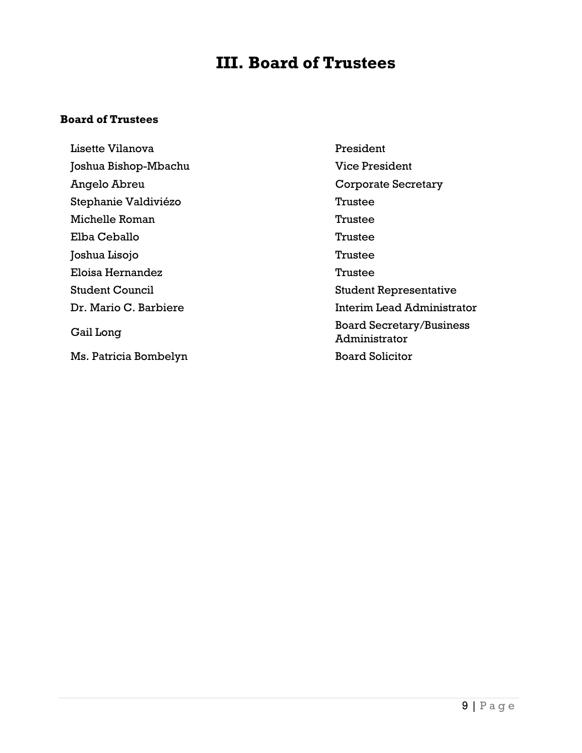# III. Board of Trustees

**Board of Trustees**

| | |
|---|---|
| Lisette Vilanova | President |
| Joshua Bishop-Mbachu | Vice President |
| Angelo Abreu | Corporate Secretary |
| Stephanie Valdiviézo | Trustee |
| Michelle Roman | Trustee |
| Elba Ceballo | Trustee |
| Joshua Lisojo | Trustee |
| Eloisa Hernandez | Trustee |
| Student Council | Student Representative |
| Dr. Mario C. Barbiere | Interim Lead Administrator |
| Gail Long | Board Secretary/Business Administrator |
| Ms. Patricia Bombelyn | Board Solicitor |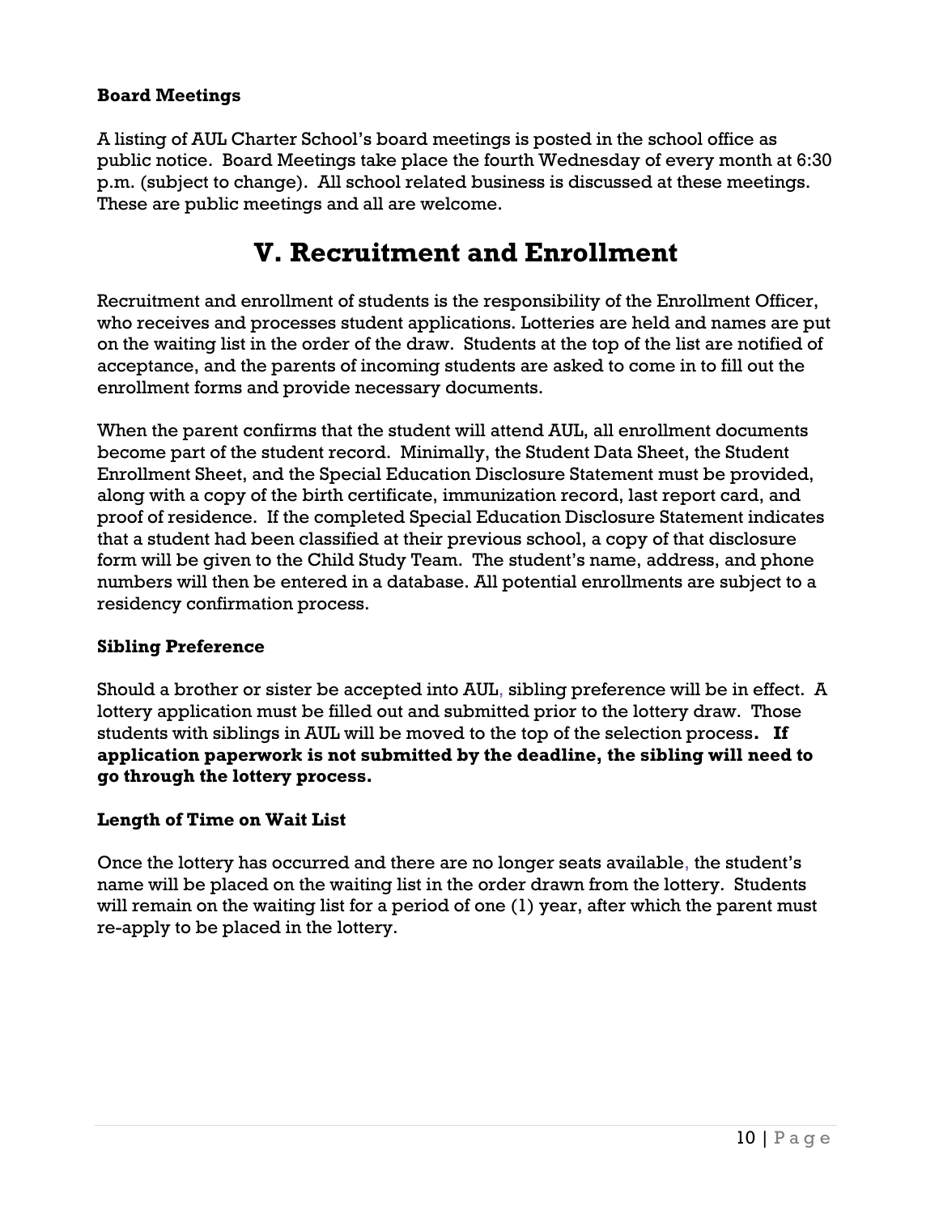**Board Meetings**

A listing of AUL Charter School's board meetings is posted in the school office as public notice. Board Meetings take place the fourth Wednesday of every month at 6:30 p.m. (subject to change). All school related business is discussed at these meetings. These are public meetings and all are welcome.

# V. Recruitment and Enrollment

Recruitment and enrollment of students is the responsibility of the Enrollment Officer, who receives and processes student applications. Lotteries are held and names are put on the waiting list in the order of the draw. Students at the top of the list are notified of acceptance, and the parents of incoming students are asked to come in to fill out the enrollment forms and provide necessary documents.

When the parent confirms that the student will attend AUL, all enrollment documents become part of the student record. Minimally, the Student Data Sheet, the Student Enrollment Sheet, and the Special Education Disclosure Statement must be provided, along with a copy of the birth certificate, immunization record, last report card, and proof of residence. If the completed Special Education Disclosure Statement indicates that a student had been classified at their previous school, a copy of that disclosure form will be given to the Child Study Team. The student's name, address, and phone numbers will then be entered in a database. All potential enrollments are subject to a residency confirmation process.

**Sibling Preference**

Should a brother or sister be accepted into AUL, sibling preference will be in effect. A lottery application must be filled out and submitted prior to the lottery draw. Those students with siblings in AUL will be moved to the top of the selection process**. If application paperwork is not submitted by the deadline, the sibling will need to go through the lottery process.**

**Length of Time on Wait List**

Once the lottery has occurred and there are no longer seats available, the student's name will be placed on the waiting list in the order drawn from the lottery. Students will remain on the waiting list for a period of one (1) year, after which the parent must re-apply to be placed in the lottery.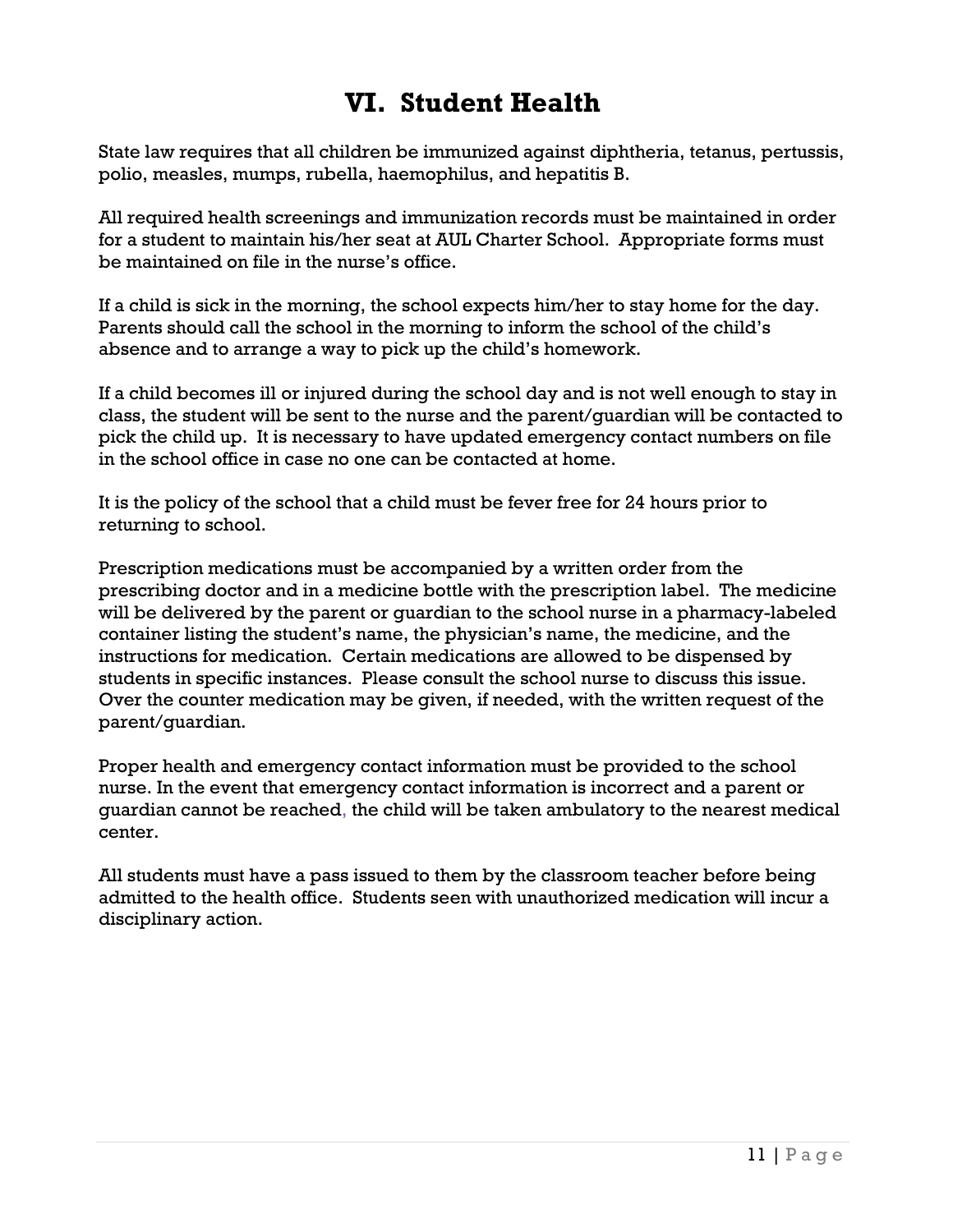# VI. Student Health

State law requires that all children be immunized against diphtheria, tetanus, pertussis, polio, measles, mumps, rubella, haemophilus, and hepatitis B.

All required health screenings and immunization records must be maintained in order for a student to maintain his/her seat at AUL Charter School. Appropriate forms must be maintained on file in the nurse's office.

If a child is sick in the morning, the school expects him/her to stay home for the day. Parents should call the school in the morning to inform the school of the child's absence and to arrange a way to pick up the child's homework.

If a child becomes ill or injured during the school day and is not well enough to stay in class, the student will be sent to the nurse and the parent/guardian will be contacted to pick the child up. It is necessary to have updated emergency contact numbers on file in the school office in case no one can be contacted at home.

It is the policy of the school that a child must be fever free for 24 hours prior to returning to school.

Prescription medications must be accompanied by a written order from the prescribing doctor and in a medicine bottle with the prescription label. The medicine will be delivered by the parent or guardian to the school nurse in a pharmacy-labeled container listing the student's name, the physician's name, the medicine, and the instructions for medication. Certain medications are allowed to be dispensed by students in specific instances. Please consult the school nurse to discuss this issue. Over the counter medication may be given, if needed, with the written request of the parent/guardian.

Proper health and emergency contact information must be provided to the school nurse. In the event that emergency contact information is incorrect and a parent or guardian cannot be reached, the child will be taken ambulatory to the nearest medical center.

All students must have a pass issued to them by the classroom teacher before being admitted to the health office. Students seen with unauthorized medication will incur a disciplinary action.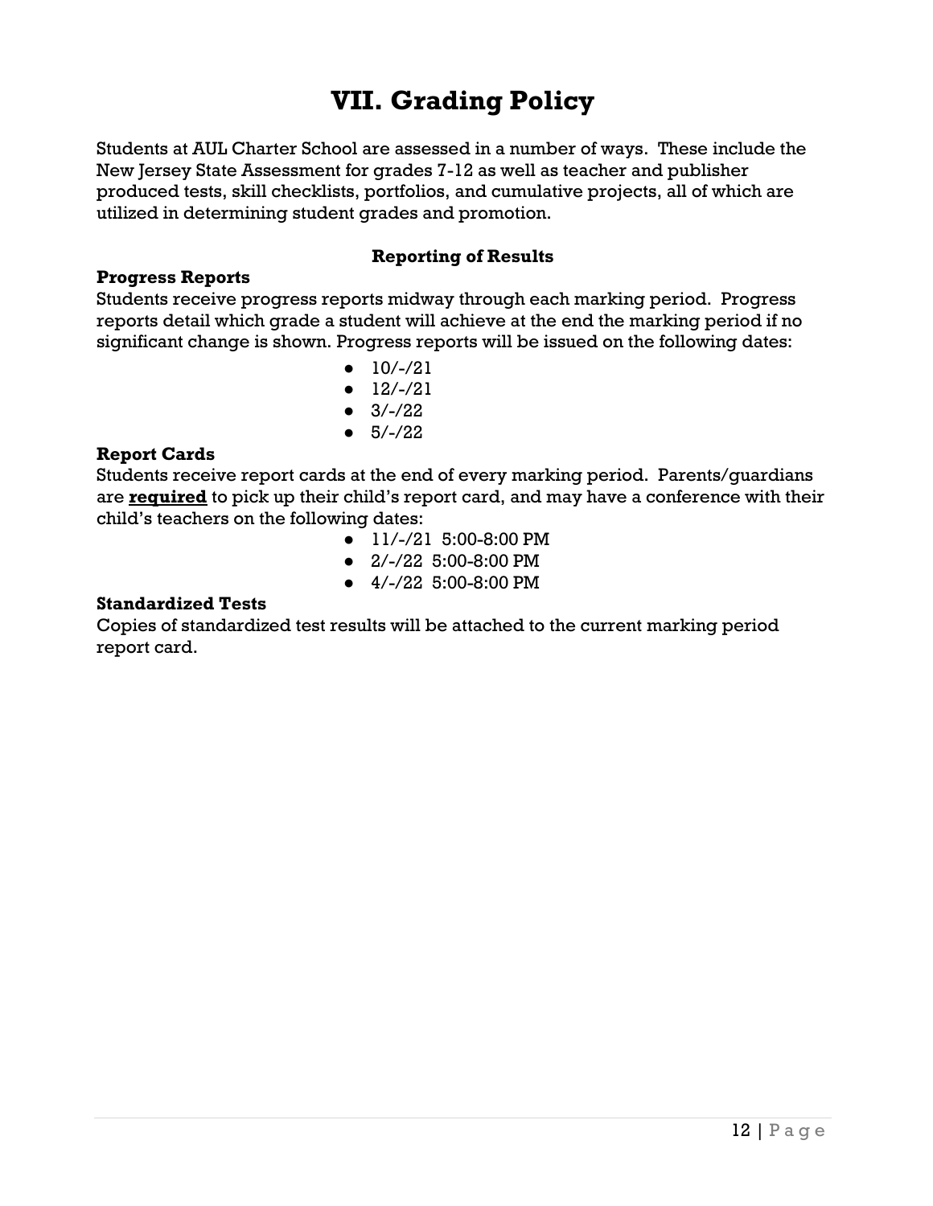# VII. Grading Policy

Students at AUL Charter School are assessed in a number of ways. These include the New Jersey State Assessment for grades 7-12 as well as teacher and publisher produced tests, skill checklists, portfolios, and cumulative projects, all of which are utilized in determining student grades and promotion.

### Reporting of Results

**Progress Reports**

Students receive progress reports midway through each marking period. Progress reports detail which grade a student will achieve at the end the marking period if no significant change is shown. Progress reports will be issued on the following dates:

- 10/-/21
- 12/-/21
- 3/-/22
- 5/-/22

**Report Cards**

Students receive report cards at the end of every marking period. Parents/guardians are **required** to pick up their child's report card, and may have a conference with their child's teachers on the following dates:

- 11/-/21 5:00-8:00 PM
- 2/-/22 5:00-8:00 PM
- 4/-/22 5:00-8:00 PM

**Standardized Tests**

Copies of standardized test results will be attached to the current marking period report card.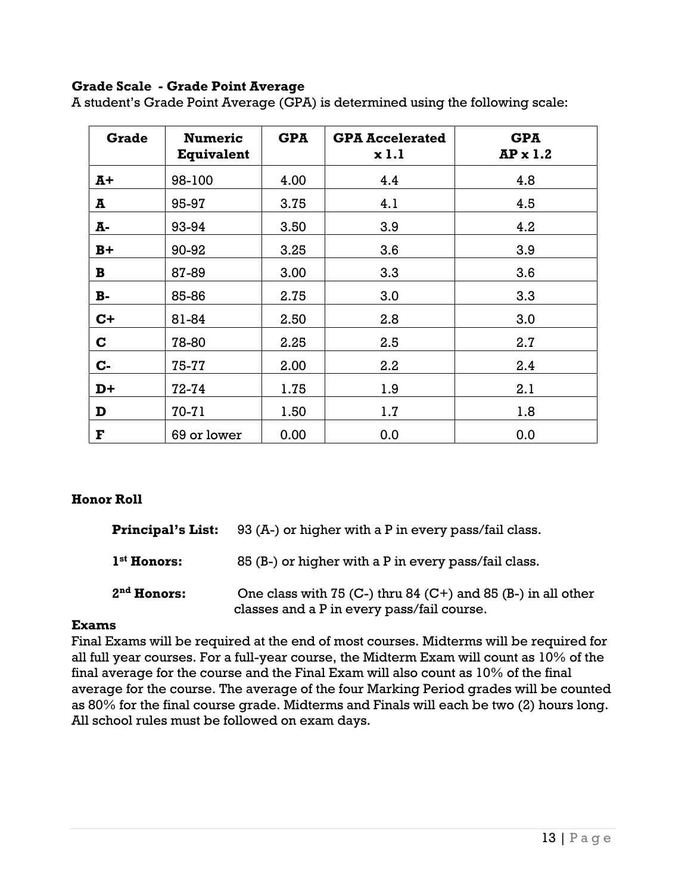### Grade Scale - Grade Point Average

A student's Grade Point Average (GPA) is determined using the following scale:

| Grade | Numeric Equivalent | GPA | GPA Accelerated x 1.1 | GPA AP x 1.2 |
|---|---|---|---|---|
| **A+** | 98-100 | 4.00 | 4.4 | 4.8 |
| **A** | 95-97 | 3.75 | 4.1 | 4.5 |
| **A-** | 93-94 | 3.50 | 3.9 | 4.2 |
| **B+** | 90-92 | 3.25 | 3.6 | 3.9 |
| **B** | 87-89 | 3.00 | 3.3 | 3.6 |
| **B-** | 85-86 | 2.75 | 3.0 | 3.3 |
| **C+** | 81-84 | 2.50 | 2.8 | 3.0 |
| **C** | 78-80 | 2.25 | 2.5 | 2.7 |
| **C-** | 75-77 | 2.00 | 2.2 | 2.4 |
| **D+** | 72-74 | 1.75 | 1.9 | 2.1 |
| **D** | 70-71 | 1.50 | 1.7 | 1.8 |
| **F** | 69 or lower | 0.00 | 0.0 | 0.0 |

### Honor Roll

**Principal's List:** 93 (A-) or higher with a P in every pass/fail class.

**1st Honors:** 85 (B-) or higher with a P in every pass/fail class.

**2nd Honors:** One class with 75 (C-) thru 84 (C+) and 85 (B-) in all other classes and a P in every pass/fail course.

### Exams

Final Exams will be required at the end of most courses. Midterms will be required for all full year courses. For a full-year course, the Midterm Exam will count as 10% of the final average for the course and the Final Exam will also count as 10% of the final average for the course. The average of the four Marking Period grades will be counted as 80% for the final course grade. Midterms and Finals will each be two (2) hours long. All school rules must be followed on exam days.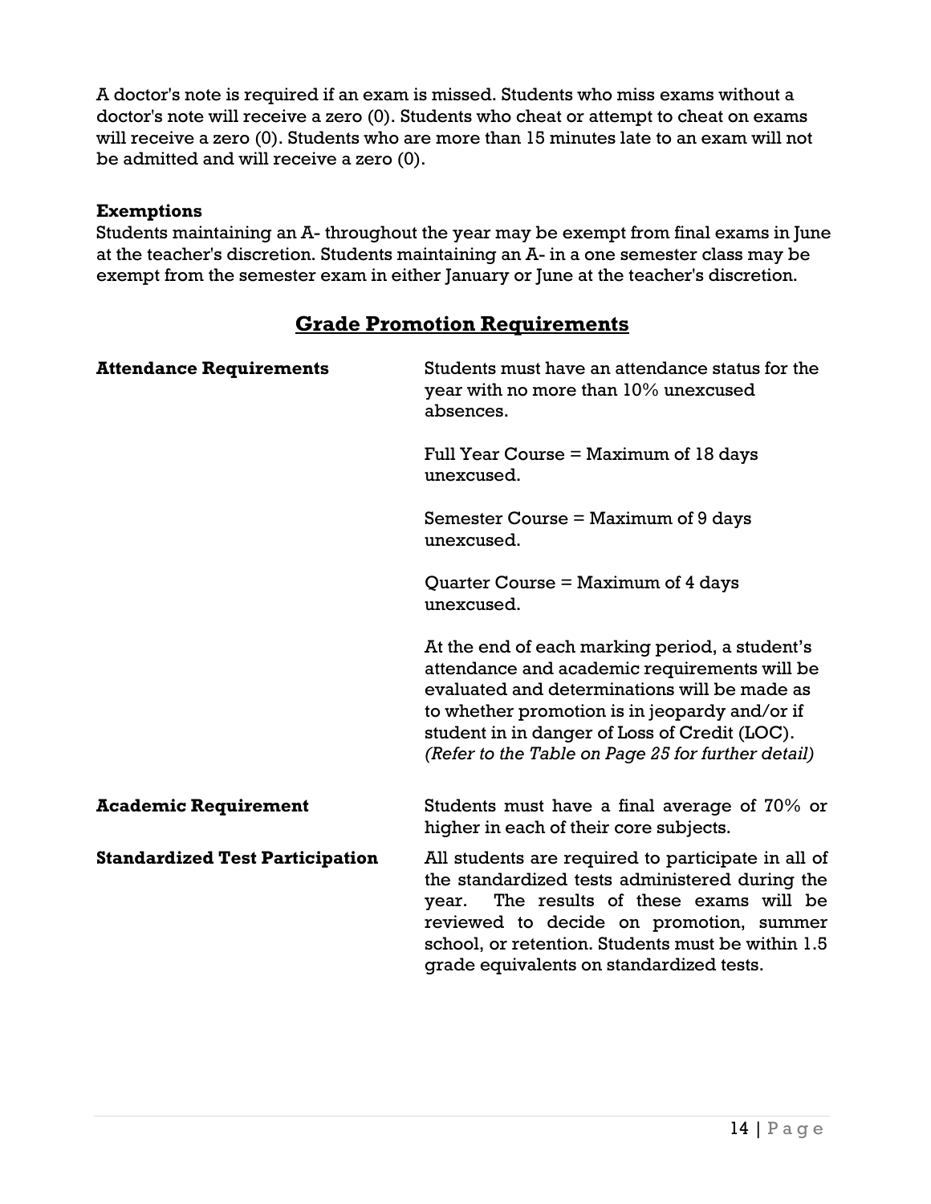A doctor's note is required if an exam is missed. Students who miss exams without a doctor's note will receive a zero (0). Students who cheat or attempt to cheat on exams will receive a zero (0). Students who are more than 15 minutes late to an exam will not be admitted and will receive a zero (0).

**Exemptions**
Students maintaining an A- throughout the year may be exempt from final exams in June at the teacher's discretion. Students maintaining an A- in a one semester class may be exempt from the semester exam in either January or June at the teacher's discretion.

## Grade Promotion Requirements

**Attendance Requirements**

Students must have an attendance status for the year with no more than 10% unexcused absences.

Full Year Course = Maximum of 18 days unexcused.

Semester Course = Maximum of 9 days unexcused.

Quarter Course = Maximum of 4 days unexcused.

At the end of each marking period, a student's attendance and academic requirements will be evaluated and determinations will be made as to whether promotion is in jeopardy and/or if student in in danger of Loss of Credit (LOC). *(Refer to the Table on Page 25 for further detail)*

**Academic Requirement**

Students must have a final average of 70% or higher in each of their core subjects.

**Standardized Test Participation**

All students are required to participate in all of the standardized tests administered during the year. The results of these exams will be reviewed to decide on promotion, summer school, or retention. Students must be within 1.5 grade equivalents on standardized tests.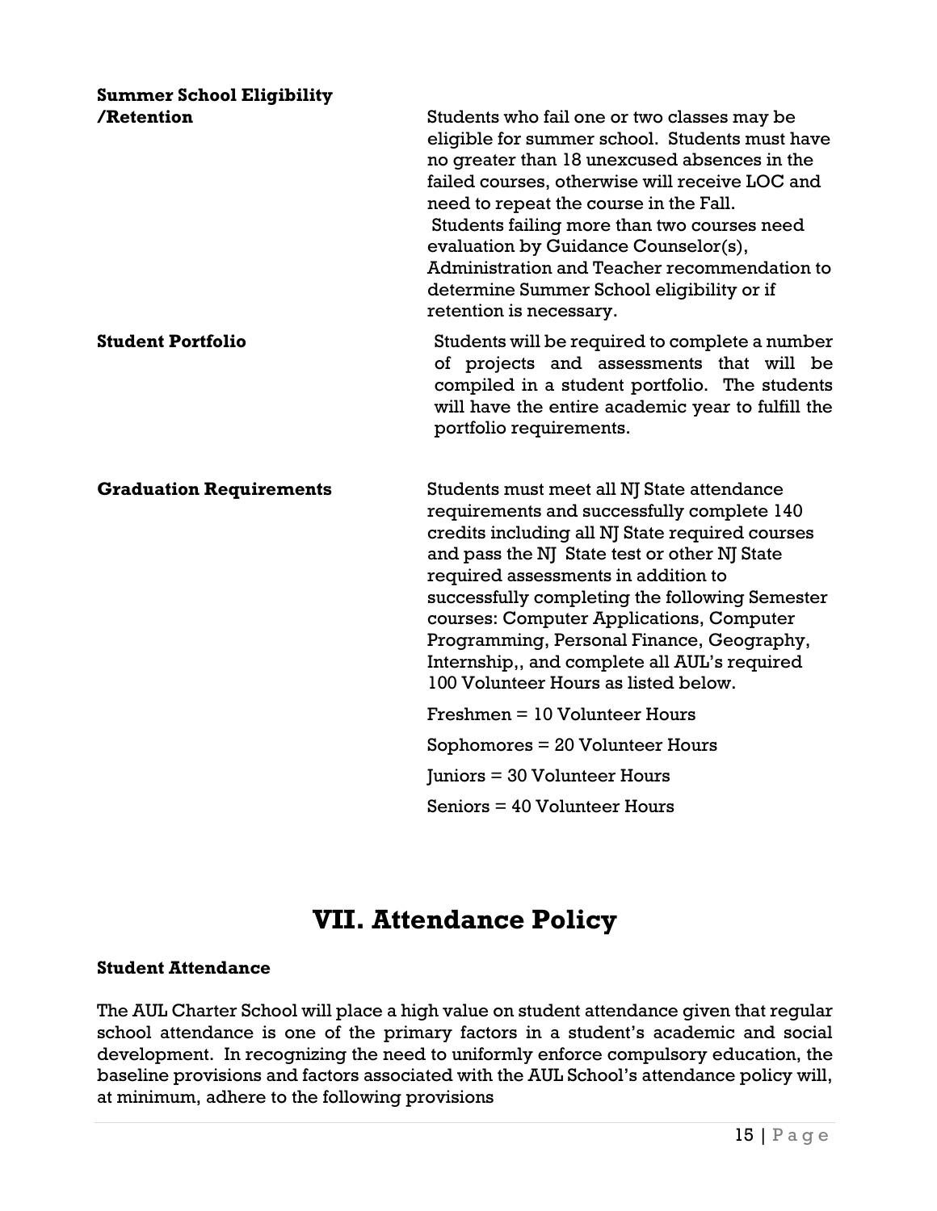**Summer School Eligibility /Retention**

Students who fail one or two classes may be eligible for summer school. Students must have no greater than 18 unexcused absences in the failed courses, otherwise will receive LOC and need to repeat the course in the Fall.
Students failing more than two courses need evaluation by Guidance Counselor(s), Administration and Teacher recommendation to determine Summer School eligibility or if retention is necessary.

**Student Portfolio**

Students will be required to complete a number of projects and assessments that will be compiled in a student portfolio. The students will have the entire academic year to fulfill the portfolio requirements.

**Graduation Requirements**

Students must meet all NJ State attendance requirements and successfully complete 140 credits including all NJ State required courses and pass the NJ State test or other NJ State required assessments in addition to successfully completing the following Semester courses: Computer Applications, Computer Programming, Personal Finance, Geography, Internship,, and complete all AUL's required 100 Volunteer Hours as listed below.

Freshmen = 10 Volunteer Hours

Sophomores = 20 Volunteer Hours

Juniors = 30 Volunteer Hours

Seniors = 40 Volunteer Hours

# VII. Attendance Policy

**Student Attendance**

The AUL Charter School will place a high value on student attendance given that regular school attendance is one of the primary factors in a student's academic and social development. In recognizing the need to uniformly enforce compulsory education, the baseline provisions and factors associated with the AUL School's attendance policy will, at minimum, adhere to the following provisions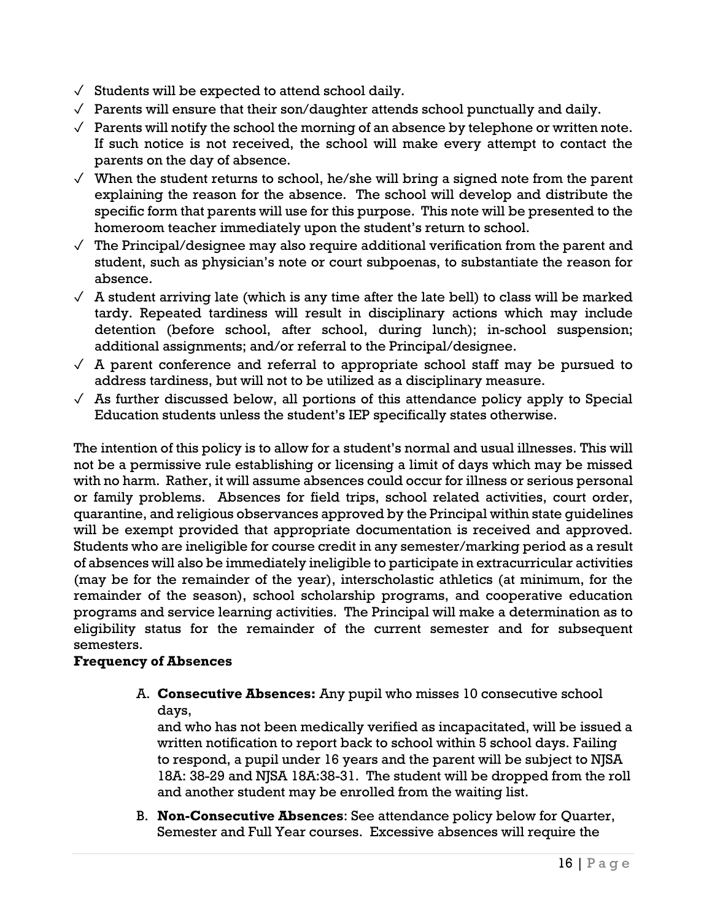- ✓ Students will be expected to attend school daily.
- ✓ Parents will ensure that their son/daughter attends school punctually and daily.
- ✓ Parents will notify the school the morning of an absence by telephone or written note. If such notice is not received, the school will make every attempt to contact the parents on the day of absence.
- ✓ When the student returns to school, he/she will bring a signed note from the parent explaining the reason for the absence. The school will develop and distribute the specific form that parents will use for this purpose. This note will be presented to the homeroom teacher immediately upon the student's return to school.
- ✓ The Principal/designee may also require additional verification from the parent and student, such as physician's note or court subpoenas, to substantiate the reason for absence.
- ✓ A student arriving late (which is any time after the late bell) to class will be marked tardy. Repeated tardiness will result in disciplinary actions which may include detention (before school, after school, during lunch); in-school suspension; additional assignments; and/or referral to the Principal/designee.
- ✓ A parent conference and referral to appropriate school staff may be pursued to address tardiness, but will not to be utilized as a disciplinary measure.
- ✓ As further discussed below, all portions of this attendance policy apply to Special Education students unless the student's IEP specifically states otherwise.

The intention of this policy is to allow for a student's normal and usual illnesses. This will not be a permissive rule establishing or licensing a limit of days which may be missed with no harm. Rather, it will assume absences could occur for illness or serious personal or family problems. Absences for field trips, school related activities, court order, quarantine, and religious observances approved by the Principal within state guidelines will be exempt provided that appropriate documentation is received and approved. Students who are ineligible for course credit in any semester/marking period as a result of absences will also be immediately ineligible to participate in extracurricular activities (may be for the remainder of the year), interscholastic athletics (at minimum, for the remainder of the season), school scholarship programs, and cooperative education programs and service learning activities. The Principal will make a determination as to eligibility status for the remainder of the current semester and for subsequent semesters.

**Frequency of Absences**

A. **Consecutive Absences:** Any pupil who misses 10 consecutive school days,
and who has not been medically verified as incapacitated, will be issued a written notification to report back to school within 5 school days. Failing to respond, a pupil under 16 years and the parent will be subject to NJSA 18A: 38-29 and NJSA 18A:38-31. The student will be dropped from the roll and another student may be enrolled from the waiting list.

B. **Non-Consecutive Absences**: See attendance policy below for Quarter, Semester and Full Year courses. Excessive absences will require the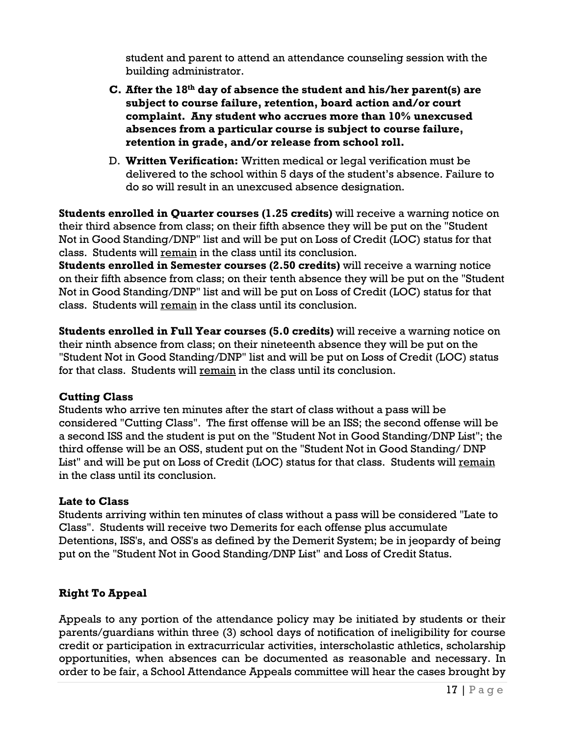student and parent to attend an attendance counseling session with the building administrator.

C. **After the 18th day of absence the student and his/her parent(s) are subject to course failure, retention, board action and/or court complaint. Any student who accrues more than 10% unexcused absences from a particular course is subject to course failure, retention in grade, and/or release from school roll.**

D. **Written Verification:** Written medical or legal verification must be delivered to the school within 5 days of the student's absence. Failure to do so will result in an unexcused absence designation.

**Students enrolled in Quarter courses (1.25 credits)** will receive a warning notice on their third absence from class; on their fifth absence they will be put on the "Student Not in Good Standing/DNP" list and will be put on Loss of Credit (LOC) status for that class. Students will <u>remain</u> in the class until its conclusion.

**Students enrolled in Semester courses (2.50 credits)** will receive a warning notice on their fifth absence from class; on their tenth absence they will be put on the "Student Not in Good Standing/DNP" list and will be put on Loss of Credit (LOC) status for that class. Students will <u>remain</u> in the class until its conclusion.

**Students enrolled in Full Year courses (5.0 credits)** will receive a warning notice on their ninth absence from class; on their nineteenth absence they will be put on the "Student Not in Good Standing/DNP" list and will be put on Loss of Credit (LOC) status for that class. Students will <u>remain</u> in the class until its conclusion.

**Cutting Class**

Students who arrive ten minutes after the start of class without a pass will be considered "Cutting Class". The first offense will be an ISS; the second offense will be a second ISS and the student is put on the "Student Not in Good Standing/DNP List"; the third offense will be an OSS, student put on the "Student Not in Good Standing/ DNP List" and will be put on Loss of Credit (LOC) status for that class. Students will <u>remain</u> in the class until its conclusion.

**Late to Class**

Students arriving within ten minutes of class without a pass will be considered "Late to Class". Students will receive two Demerits for each offense plus accumulate Detentions, ISS's, and OSS's as defined by the Demerit System; be in jeopardy of being put on the "Student Not in Good Standing/DNP List" and Loss of Credit Status.

**Right To Appeal**

Appeals to any portion of the attendance policy may be initiated by students or their parents/guardians within three (3) school days of notification of ineligibility for course credit or participation in extracurricular activities, interscholastic athletics, scholarship opportunities, when absences can be documented as reasonable and necessary. In order to be fair, a School Attendance Appeals committee will hear the cases brought by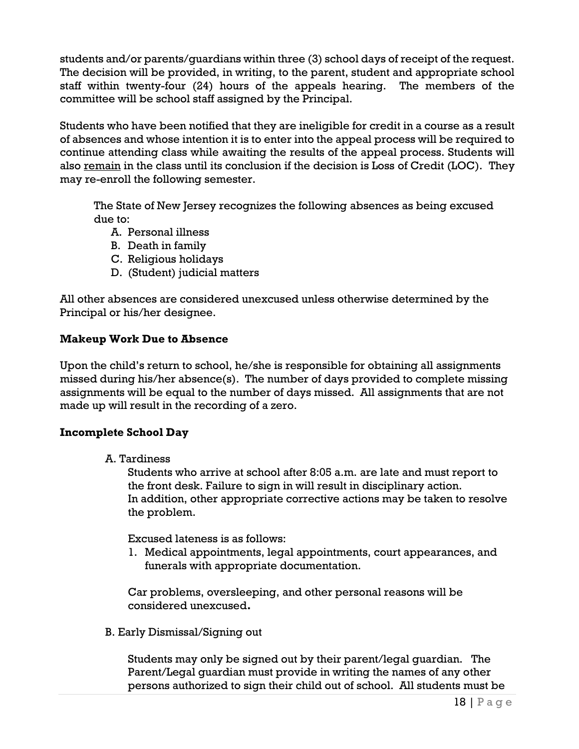students and/or parents/guardians within three (3) school days of receipt of the request. The decision will be provided, in writing, to the parent, student and appropriate school staff within twenty-four (24) hours of the appeals hearing. The members of the committee will be school staff assigned by the Principal.

Students who have been notified that they are ineligible for credit in a course as a result of absences and whose intention it is to enter into the appeal process will be required to continue attending class while awaiting the results of the appeal process. Students will also <u>remain</u> in the class until its conclusion if the decision is Loss of Credit (LOC). They may re-enroll the following semester.

The State of New Jersey recognizes the following absences as being excused due to:

A. Personal illness
B. Death in family
C. Religious holidays
D. (Student) judicial matters

All other absences are considered unexcused unless otherwise determined by the Principal or his/her designee.

### Makeup Work Due to Absence

Upon the child's return to school, he/she is responsible for obtaining all assignments missed during his/her absence(s). The number of days provided to complete missing assignments will be equal to the number of days missed. All assignments that are not made up will result in the recording of a zero.

### Incomplete School Day

A. Tardiness

Students who arrive at school after 8:05 a.m. are late and must report to the front desk. Failure to sign in will result in disciplinary action. In addition, other appropriate corrective actions may be taken to resolve the problem.

Excused lateness is as follows:

1. Medical appointments, legal appointments, court appearances, and funerals with appropriate documentation.

Car problems, oversleeping, and other personal reasons will be considered unexcused**.**

B. Early Dismissal/Signing out

Students may only be signed out by their parent/legal guardian. The Parent/Legal guardian must provide in writing the names of any other persons authorized to sign their child out of school. All students must be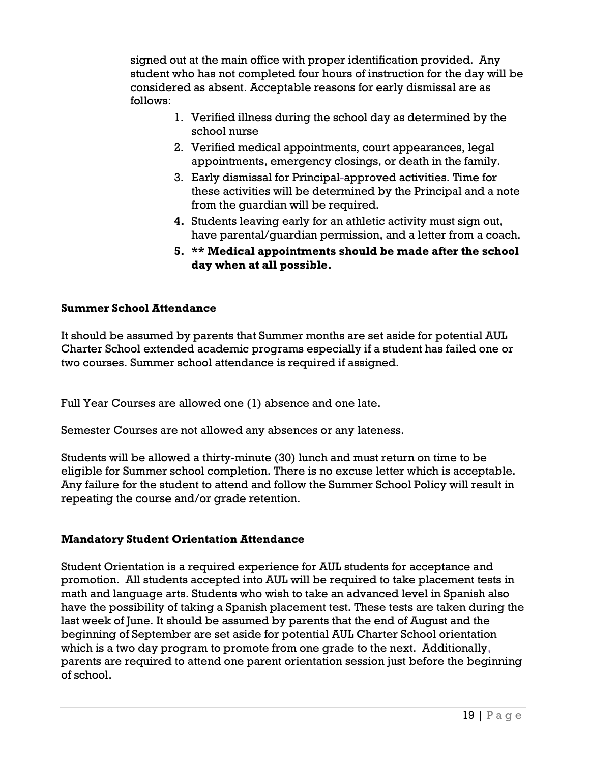signed out at the main office with proper identification provided. Any student who has not completed four hours of instruction for the day will be considered as absent. Acceptable reasons for early dismissal are as follows:

1. Verified illness during the school day as determined by the school nurse
2. Verified medical appointments, court appearances, legal appointments, emergency closings, or death in the family.
3. Early dismissal for Principal-approved activities. Time for these activities will be determined by the Principal and a note from the guardian will be required.
4. Students leaving early for an athletic activity must sign out, have parental/guardian permission, and a letter from a coach.
5. **\*\* Medical appointments should be made after the school day when at all possible.**

**Summer School Attendance**

It should be assumed by parents that Summer months are set aside for potential AUL Charter School extended academic programs especially if a student has failed one or two courses. Summer school attendance is required if assigned.

Full Year Courses are allowed one (1) absence and one late.

Semester Courses are not allowed any absences or any lateness.

Students will be allowed a thirty-minute (30) lunch and must return on time to be eligible for Summer school completion. There is no excuse letter which is acceptable. Any failure for the student to attend and follow the Summer School Policy will result in repeating the course and/or grade retention.

**Mandatory Student Orientation Attendance**

Student Orientation is a required experience for AUL students for acceptance and promotion. All students accepted into AUL will be required to take placement tests in math and language arts. Students who wish to take an advanced level in Spanish also have the possibility of taking a Spanish placement test. These tests are taken during the last week of June. It should be assumed by parents that the end of August and the beginning of September are set aside for potential AUL Charter School orientation which is a two day program to promote from one grade to the next. Additionally, parents are required to attend one parent orientation session just before the beginning of school.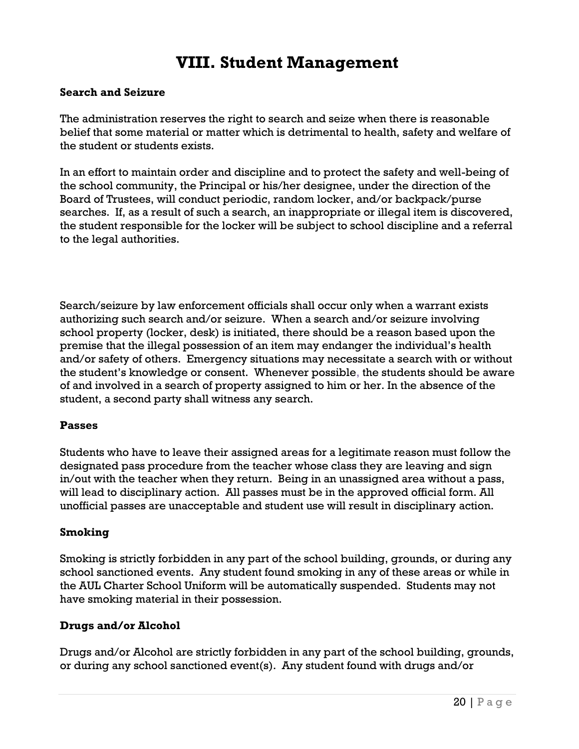# VIII. Student Management

**Search and Seizure**

The administration reserves the right to search and seize when there is reasonable belief that some material or matter which is detrimental to health, safety and welfare of the student or students exists.

In an effort to maintain order and discipline and to protect the safety and well-being of the school community, the Principal or his/her designee, under the direction of the Board of Trustees, will conduct periodic, random locker, and/or backpack/purse searches. If, as a result of such a search, an inappropriate or illegal item is discovered, the student responsible for the locker will be subject to school discipline and a referral to the legal authorities.

Search/seizure by law enforcement officials shall occur only when a warrant exists authorizing such search and/or seizure. When a search and/or seizure involving school property (locker, desk) is initiated, there should be a reason based upon the premise that the illegal possession of an item may endanger the individual's health and/or safety of others. Emergency situations may necessitate a search with or without the student's knowledge or consent. Whenever possible, the students should be aware of and involved in a search of property assigned to him or her. In the absence of the student, a second party shall witness any search.

**Passes**

Students who have to leave their assigned areas for a legitimate reason must follow the designated pass procedure from the teacher whose class they are leaving and sign in/out with the teacher when they return. Being in an unassigned area without a pass, will lead to disciplinary action. All passes must be in the approved official form. All unofficial passes are unacceptable and student use will result in disciplinary action.

**Smoking**

Smoking is strictly forbidden in any part of the school building, grounds, or during any school sanctioned events. Any student found smoking in any of these areas or while in the AUL Charter School Uniform will be automatically suspended. Students may not have smoking material in their possession.

**Drugs and/or Alcohol**

Drugs and/or Alcohol are strictly forbidden in any part of the school building, grounds, or during any school sanctioned event(s). Any student found with drugs and/or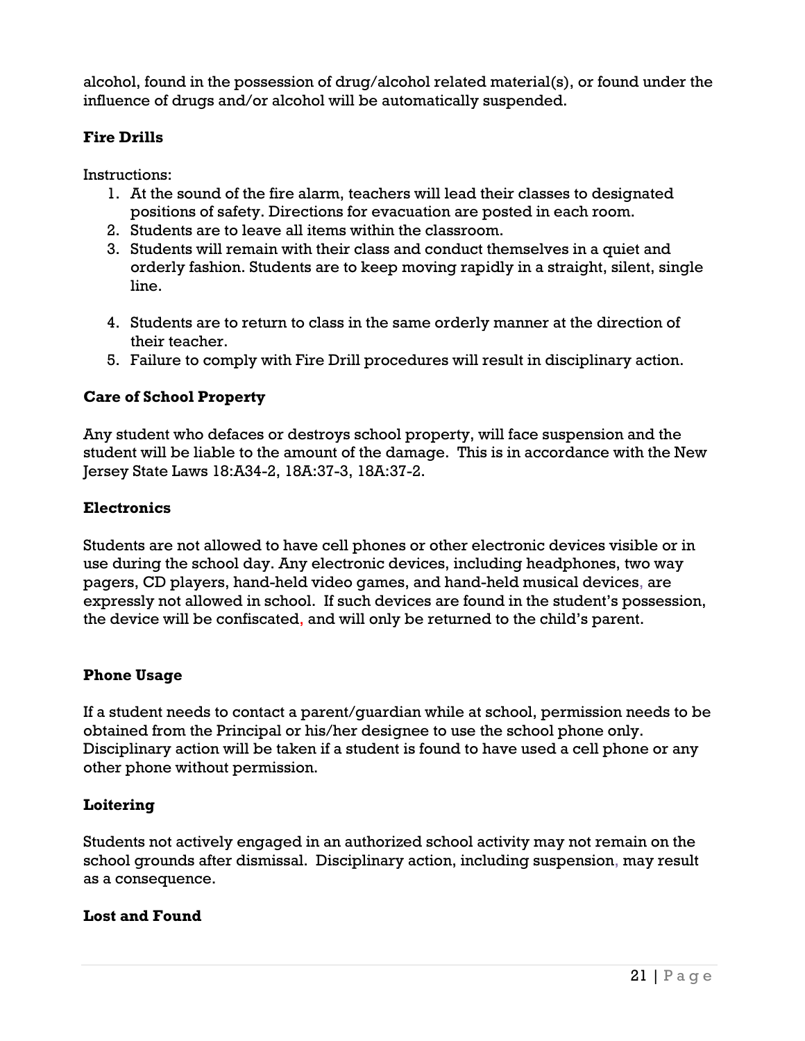alcohol, found in the possession of drug/alcohol related material(s), or found under the influence of drugs and/or alcohol will be automatically suspended.

### Fire Drills

Instructions:

1. At the sound of the fire alarm, teachers will lead their classes to designated positions of safety. Directions for evacuation are posted in each room.
2. Students are to leave all items within the classroom.
3. Students will remain with their class and conduct themselves in a quiet and orderly fashion. Students are to keep moving rapidly in a straight, silent, single line.
4. Students are to return to class in the same orderly manner at the direction of their teacher.
5. Failure to comply with Fire Drill procedures will result in disciplinary action.

### Care of School Property

Any student who defaces or destroys school property, will face suspension and the student will be liable to the amount of the damage. This is in accordance with the New Jersey State Laws 18:A34-2, 18A:37-3, 18A:37-2.

### Electronics

Students are not allowed to have cell phones or other electronic devices visible or in use during the school day. Any electronic devices, including headphones, two way pagers, CD players, hand-held video games, and hand-held musical devices, are expressly not allowed in school. If such devices are found in the student's possession, the device will be confiscated, and will only be returned to the child's parent.

### Phone Usage

If a student needs to contact a parent/guardian while at school, permission needs to be obtained from the Principal or his/her designee to use the school phone only. Disciplinary action will be taken if a student is found to have used a cell phone or any other phone without permission.

### Loitering

Students not actively engaged in an authorized school activity may not remain on the school grounds after dismissal. Disciplinary action, including suspension, may result as a consequence.

### Lost and Found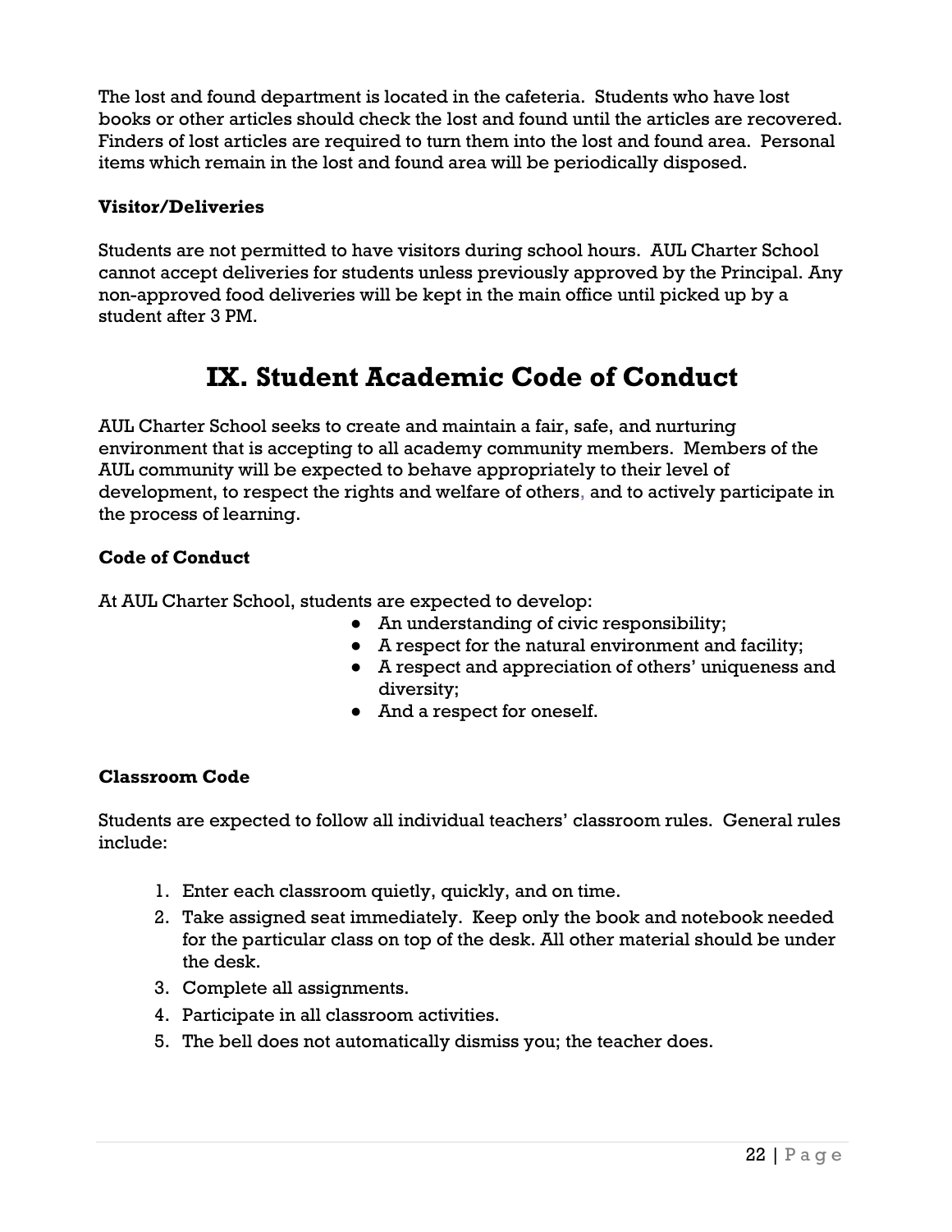The lost and found department is located in the cafeteria. Students who have lost books or other articles should check the lost and found until the articles are recovered. Finders of lost articles are required to turn them into the lost and found area. Personal items which remain in the lost and found area will be periodically disposed.

### Visitor/Deliveries

Students are not permitted to have visitors during school hours. AUL Charter School cannot accept deliveries for students unless previously approved by the Principal. Any non-approved food deliveries will be kept in the main office until picked up by a student after 3 PM.

# IX. Student Academic Code of Conduct

AUL Charter School seeks to create and maintain a fair, safe, and nurturing environment that is accepting to all academy community members. Members of the AUL community will be expected to behave appropriately to their level of development, to respect the rights and welfare of others, and to actively participate in the process of learning.

### Code of Conduct

At AUL Charter School, students are expected to develop:

- An understanding of civic responsibility;
- A respect for the natural environment and facility;
- A respect and appreciation of others' uniqueness and diversity;
- And a respect for oneself.

### Classroom Code

Students are expected to follow all individual teachers' classroom rules. General rules include:

1. Enter each classroom quietly, quickly, and on time.
2. Take assigned seat immediately. Keep only the book and notebook needed for the particular class on top of the desk. All other material should be under the desk.
3. Complete all assignments.
4. Participate in all classroom activities.
5. The bell does not automatically dismiss you; the teacher does.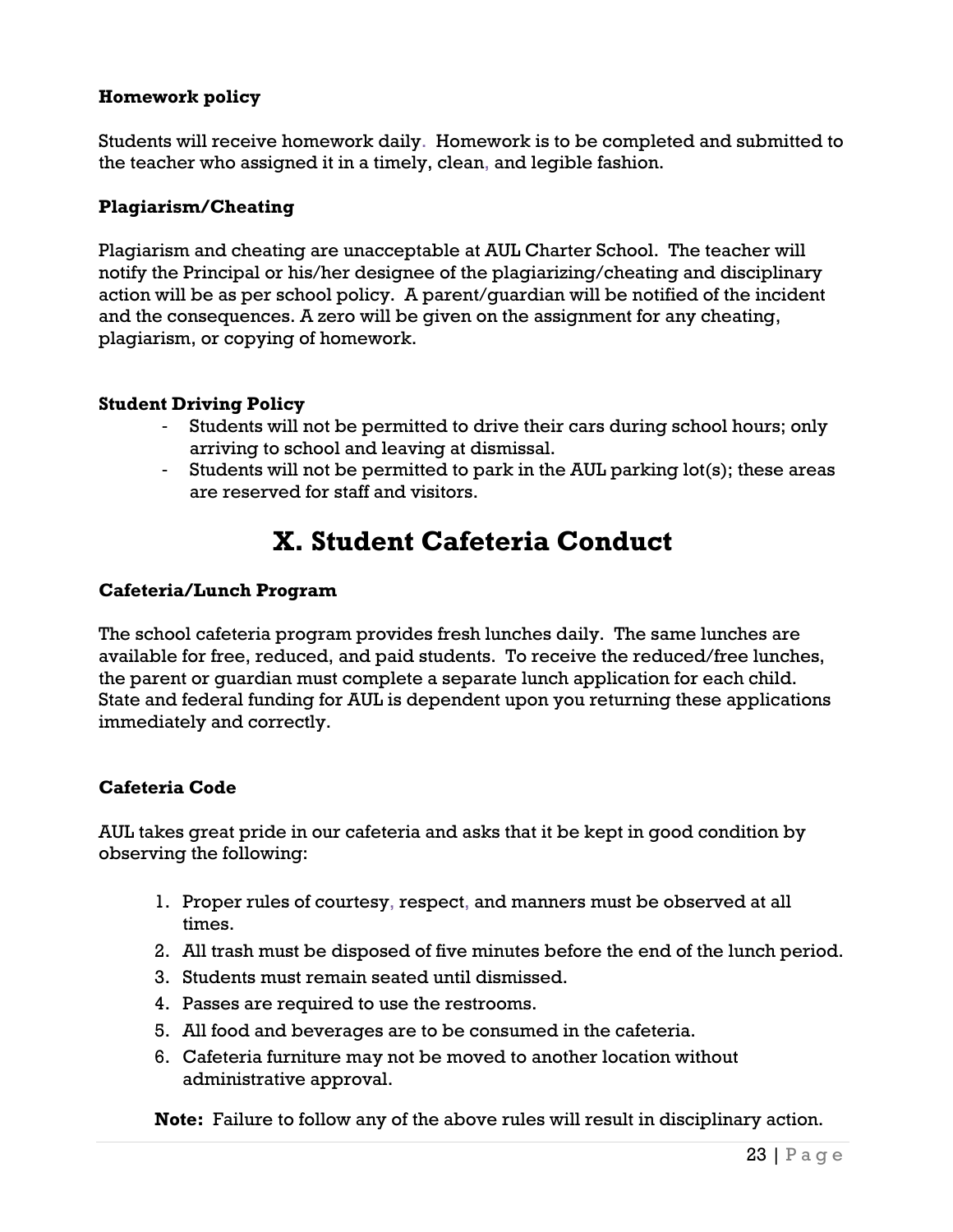### Homework policy

Students will receive homework daily. Homework is to be completed and submitted to the teacher who assigned it in a timely, clean, and legible fashion.

### Plagiarism/Cheating

Plagiarism and cheating are unacceptable at AUL Charter School. The teacher will notify the Principal or his/her designee of the plagiarizing/cheating and disciplinary action will be as per school policy. A parent/guardian will be notified of the incident and the consequences. A zero will be given on the assignment for any cheating, plagiarism, or copying of homework.

### Student Driving Policy

- Students will not be permitted to drive their cars during school hours; only arriving to school and leaving at dismissal.
- Students will not be permitted to park in the AUL parking lot(s); these areas are reserved for staff and visitors.

## X. Student Cafeteria Conduct

### Cafeteria/Lunch Program

The school cafeteria program provides fresh lunches daily. The same lunches are available for free, reduced, and paid students. To receive the reduced/free lunches, the parent or guardian must complete a separate lunch application for each child. State and federal funding for AUL is dependent upon you returning these applications immediately and correctly.

### Cafeteria Code

AUL takes great pride in our cafeteria and asks that it be kept in good condition by observing the following:

1. Proper rules of courtesy, respect, and manners must be observed at all times.
2. All trash must be disposed of five minutes before the end of the lunch period.
3. Students must remain seated until dismissed.
4. Passes are required to use the restrooms.
5. All food and beverages are to be consumed in the cafeteria.
6. Cafeteria furniture may not be moved to another location without administrative approval.

**Note:** Failure to follow any of the above rules will result in disciplinary action.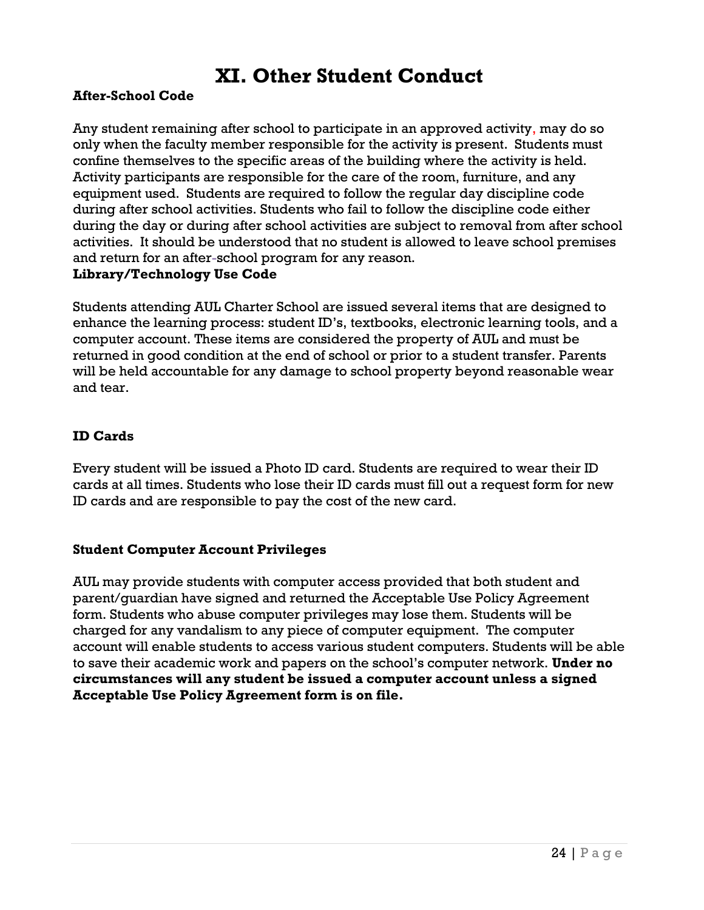# XI. Other Student Conduct

**After-School Code**

Any student remaining after school to participate in an approved activity, may do so only when the faculty member responsible for the activity is present. Students must confine themselves to the specific areas of the building where the activity is held. Activity participants are responsible for the care of the room, furniture, and any equipment used. Students are required to follow the regular day discipline code during after school activities. Students who fail to follow the discipline code either during the day or during after school activities are subject to removal from after school activities. It should be understood that no student is allowed to leave school premises and return for an after-school program for any reason.

**Library/Technology Use Code**

Students attending AUL Charter School are issued several items that are designed to enhance the learning process: student ID's, textbooks, electronic learning tools, and a computer account. These items are considered the property of AUL and must be returned in good condition at the end of school or prior to a student transfer. Parents will be held accountable for any damage to school property beyond reasonable wear and tear.

**ID Cards**

Every student will be issued a Photo ID card. Students are required to wear their ID cards at all times. Students who lose their ID cards must fill out a request form for new ID cards and are responsible to pay the cost of the new card.

**Student Computer Account Privileges**

AUL may provide students with computer access provided that both student and parent/guardian have signed and returned the Acceptable Use Policy Agreement form. Students who abuse computer privileges may lose them. Students will be charged for any vandalism to any piece of computer equipment. The computer account will enable students to access various student computers. Students will be able to save their academic work and papers on the school's computer network. **Under no circumstances will any student be issued a computer account unless a signed Acceptable Use Policy Agreement form is on file.**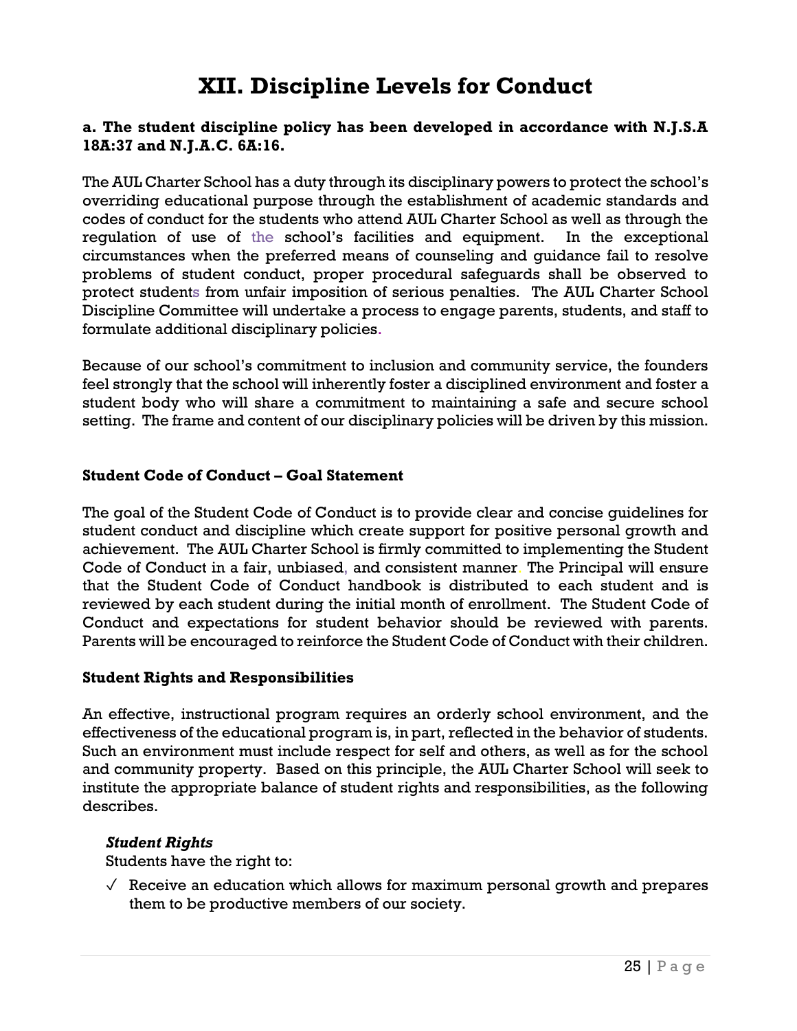# XII. Discipline Levels for Conduct

**a. The student discipline policy has been developed in accordance with N.J.S.A 18A:37 and N.J.A.C. 6A:16.**

The AUL Charter School has a duty through its disciplinary powers to protect the school's overriding educational purpose through the establishment of academic standards and codes of conduct for the students who attend AUL Charter School as well as through the regulation of use of the school's facilities and equipment. In the exceptional circumstances when the preferred means of counseling and guidance fail to resolve problems of student conduct, proper procedural safeguards shall be observed to protect students from unfair imposition of serious penalties. The AUL Charter School Discipline Committee will undertake a process to engage parents, students, and staff to formulate additional disciplinary policies.

Because of our school's commitment to inclusion and community service, the founders feel strongly that the school will inherently foster a disciplined environment and foster a student body who will share a commitment to maintaining a safe and secure school setting. The frame and content of our disciplinary policies will be driven by this mission.

### Student Code of Conduct – Goal Statement

The goal of the Student Code of Conduct is to provide clear and concise guidelines for student conduct and discipline which create support for positive personal growth and achievement. The AUL Charter School is firmly committed to implementing the Student Code of Conduct in a fair, unbiased, and consistent manner. The Principal will ensure that the Student Code of Conduct handbook is distributed to each student and is reviewed by each student during the initial month of enrollment. The Student Code of Conduct and expectations for student behavior should be reviewed with parents. Parents will be encouraged to reinforce the Student Code of Conduct with their children.

### Student Rights and Responsibilities

An effective, instructional program requires an orderly school environment, and the effectiveness of the educational program is, in part, reflected in the behavior of students. Such an environment must include respect for self and others, as well as for the school and community property. Based on this principle, the AUL Charter School will seek to institute the appropriate balance of student rights and responsibilities, as the following describes.

***Student Rights***

Students have the right to:

- ✓ Receive an education which allows for maximum personal growth and prepares them to be productive members of our society.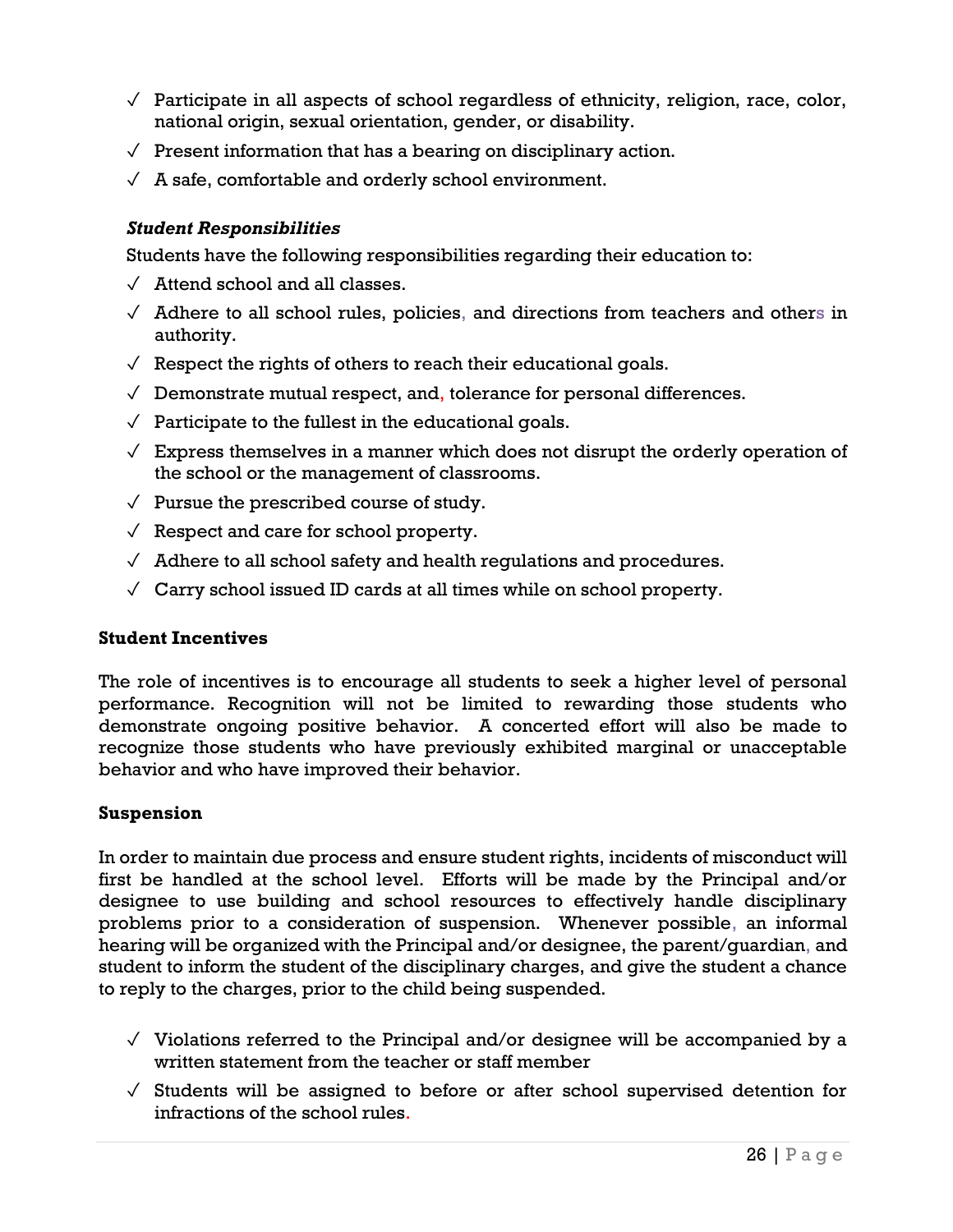- ✓ Participate in all aspects of school regardless of ethnicity, religion, race, color, national origin, sexual orientation, gender, or disability.
- ✓ Present information that has a bearing on disciplinary action.
- ✓ A safe, comfortable and orderly school environment.

***Student Responsibilities***

Students have the following responsibilities regarding their education to:

- ✓ Attend school and all classes.
- ✓ Adhere to all school rules, policies, and directions from teachers and others in authority.
- ✓ Respect the rights of others to reach their educational goals.
- ✓ Demonstrate mutual respect, and, tolerance for personal differences.
- ✓ Participate to the fullest in the educational goals.
- ✓ Express themselves in a manner which does not disrupt the orderly operation of the school or the management of classrooms.
- ✓ Pursue the prescribed course of study.
- ✓ Respect and care for school property.
- ✓ Adhere to all school safety and health regulations and procedures.
- ✓ Carry school issued ID cards at all times while on school property.

**Student Incentives**

The role of incentives is to encourage all students to seek a higher level of personal performance. Recognition will not be limited to rewarding those students who demonstrate ongoing positive behavior. A concerted effort will also be made to recognize those students who have previously exhibited marginal or unacceptable behavior and who have improved their behavior.

**Suspension**

In order to maintain due process and ensure student rights, incidents of misconduct will first be handled at the school level. Efforts will be made by the Principal and/or designee to use building and school resources to effectively handle disciplinary problems prior to a consideration of suspension. Whenever possible, an informal hearing will be organized with the Principal and/or designee, the parent/guardian, and student to inform the student of the disciplinary charges, and give the student a chance to reply to the charges, prior to the child being suspended.

- ✓ Violations referred to the Principal and/or designee will be accompanied by a written statement from the teacher or staff member
- ✓ Students will be assigned to before or after school supervised detention for infractions of the school rules.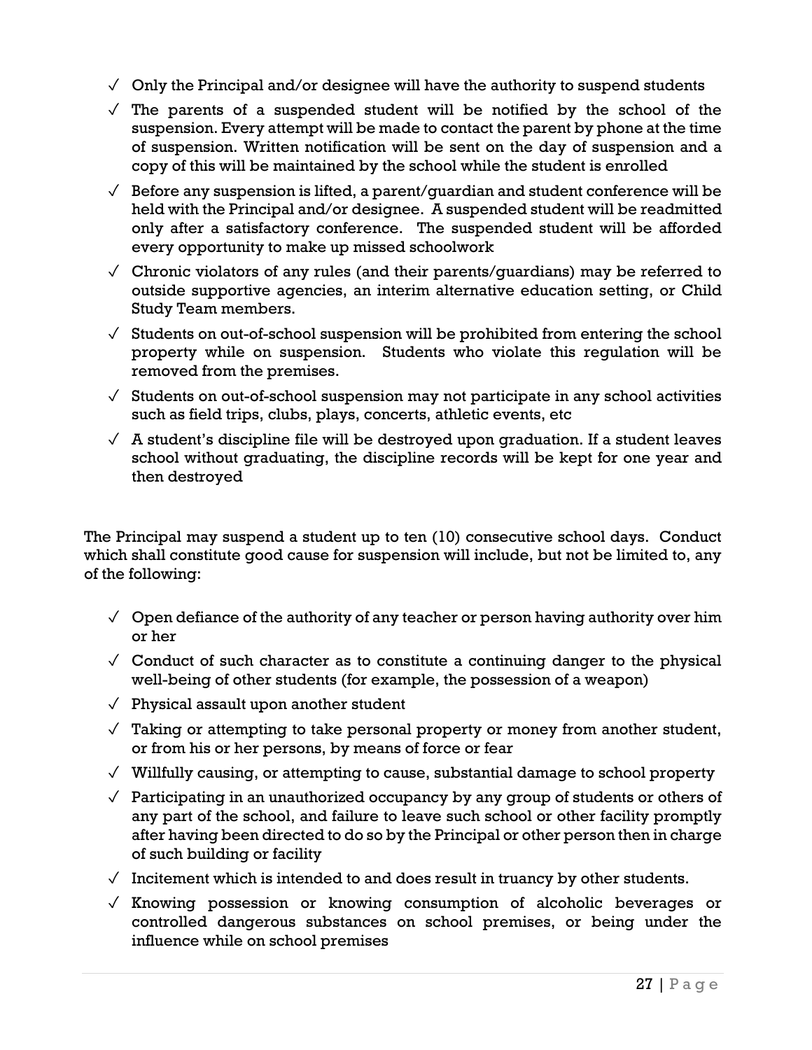- ✓ Only the Principal and/or designee will have the authority to suspend students
- ✓ The parents of a suspended student will be notified by the school of the suspension. Every attempt will be made to contact the parent by phone at the time of suspension. Written notification will be sent on the day of suspension and a copy of this will be maintained by the school while the student is enrolled
- ✓ Before any suspension is lifted, a parent/guardian and student conference will be held with the Principal and/or designee. A suspended student will be readmitted only after a satisfactory conference. The suspended student will be afforded every opportunity to make up missed schoolwork
- ✓ Chronic violators of any rules (and their parents/guardians) may be referred to outside supportive agencies, an interim alternative education setting, or Child Study Team members.
- ✓ Students on out-of-school suspension will be prohibited from entering the school property while on suspension. Students who violate this regulation will be removed from the premises.
- ✓ Students on out-of-school suspension may not participate in any school activities such as field trips, clubs, plays, concerts, athletic events, etc
- ✓ A student's discipline file will be destroyed upon graduation. If a student leaves school without graduating, the discipline records will be kept for one year and then destroyed

The Principal may suspend a student up to ten (10) consecutive school days. Conduct which shall constitute good cause for suspension will include, but not be limited to, any of the following:

- ✓ Open defiance of the authority of any teacher or person having authority over him or her
- ✓ Conduct of such character as to constitute a continuing danger to the physical well-being of other students (for example, the possession of a weapon)
- ✓ Physical assault upon another student
- ✓ Taking or attempting to take personal property or money from another student, or from his or her persons, by means of force or fear
- ✓ Willfully causing, or attempting to cause, substantial damage to school property
- ✓ Participating in an unauthorized occupancy by any group of students or others of any part of the school, and failure to leave such school or other facility promptly after having been directed to do so by the Principal or other person then in charge of such building or facility
- ✓ Incitement which is intended to and does result in truancy by other students.
- ✓ Knowing possession or knowing consumption of alcoholic beverages or controlled dangerous substances on school premises, or being under the influence while on school premises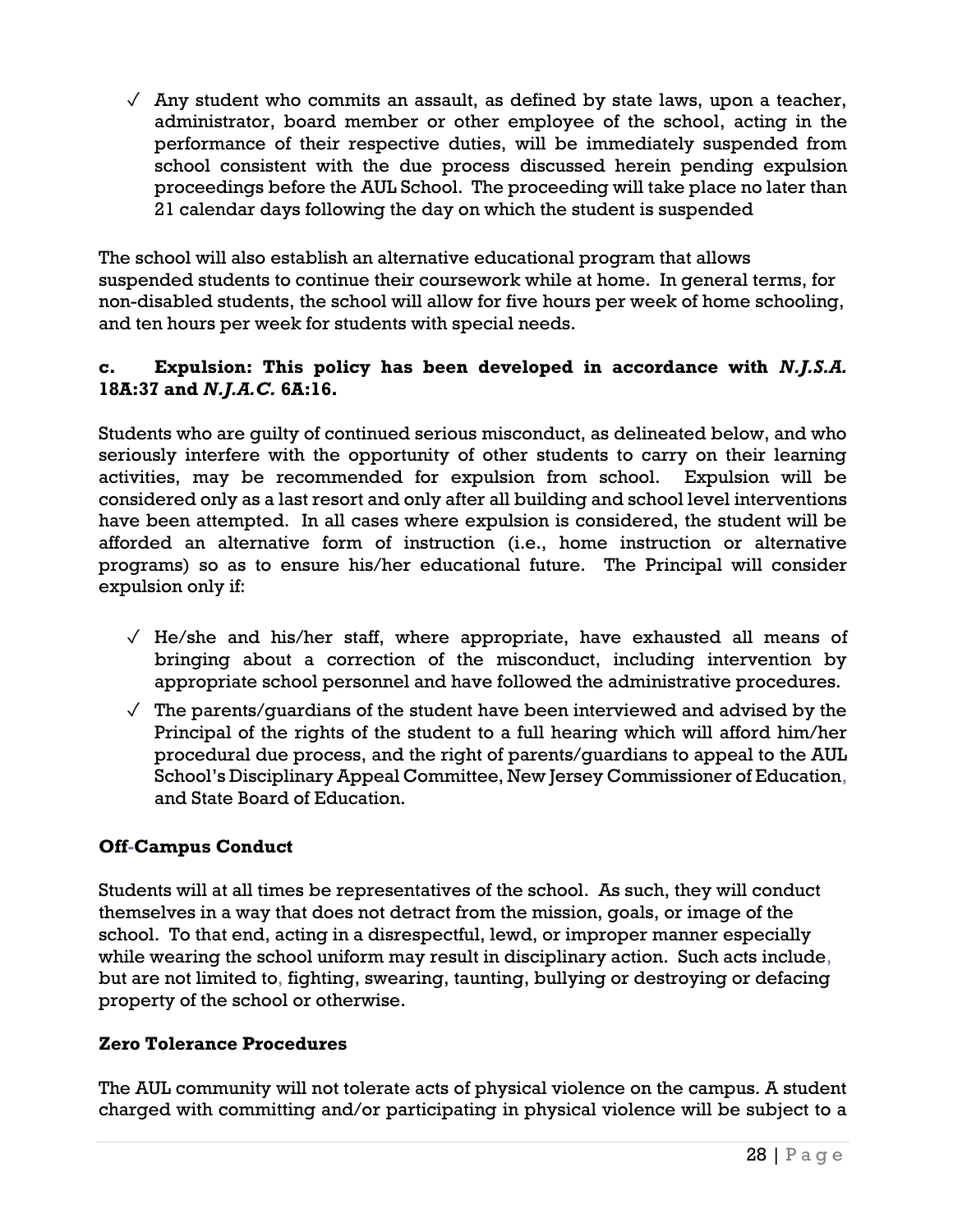- ✓ Any student who commits an assault, as defined by state laws, upon a teacher, administrator, board member or other employee of the school, acting in the performance of their respective duties, will be immediately suspended from school consistent with the due process discussed herein pending expulsion proceedings before the AUL School. The proceeding will take place no later than 21 calendar days following the day on which the student is suspended

The school will also establish an alternative educational program that allows suspended students to continue their coursework while at home. In general terms, for non-disabled students, the school will allow for five hours per week of home schooling, and ten hours per week for students with special needs.

**c. Expulsion: This policy has been developed in accordance with *N.J.S.A.* 18A:37 and *N.J.A.C.* 6A:16.**

Students who are guilty of continued serious misconduct, as delineated below, and who seriously interfere with the opportunity of other students to carry on their learning activities, may be recommended for expulsion from school. Expulsion will be considered only as a last resort and only after all building and school level interventions have been attempted. In all cases where expulsion is considered, the student will be afforded an alternative form of instruction (i.e., home instruction or alternative programs) so as to ensure his/her educational future. The Principal will consider expulsion only if:

- ✓ He/she and his/her staff, where appropriate, have exhausted all means of bringing about a correction of the misconduct, including intervention by appropriate school personnel and have followed the administrative procedures.
- ✓ The parents/guardians of the student have been interviewed and advised by the Principal of the rights of the student to a full hearing which will afford him/her procedural due process, and the right of parents/guardians to appeal to the AUL School's Disciplinary Appeal Committee, New Jersey Commissioner of Education, and State Board of Education.

**Off-Campus Conduct**

Students will at all times be representatives of the school. As such, they will conduct themselves in a way that does not detract from the mission, goals, or image of the school. To that end, acting in a disrespectful, lewd, or improper manner especially while wearing the school uniform may result in disciplinary action. Such acts include, but are not limited to, fighting, swearing, taunting, bullying or destroying or defacing property of the school or otherwise.

**Zero Tolerance Procedures**

The AUL community will not tolerate acts of physical violence on the campus. A student charged with committing and/or participating in physical violence will be subject to a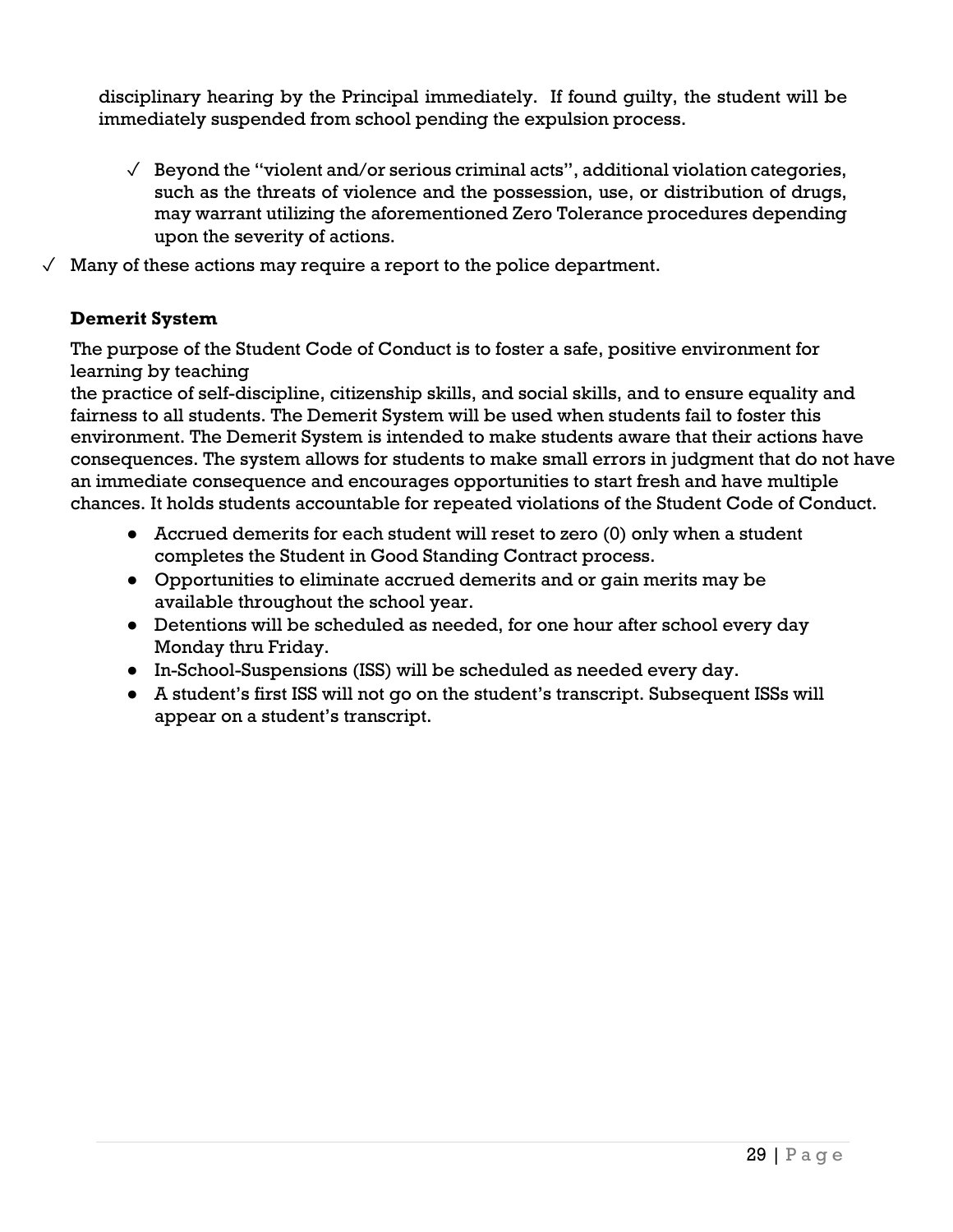disciplinary hearing by the Principal immediately. If found guilty, the student will be immediately suspended from school pending the expulsion process.

- ✓ Beyond the "violent and/or serious criminal acts", additional violation categories, such as the threats of violence and the possession, use, or distribution of drugs, may warrant utilizing the aforementioned Zero Tolerance procedures depending upon the severity of actions.

✓ Many of these actions may require a report to the police department.

**Demerit System**

The purpose of the Student Code of Conduct is to foster a safe, positive environment for learning by teaching the practice of self-discipline, citizenship skills, and social skills, and to ensure equality and fairness to all students. The Demerit System will be used when students fail to foster this environment. The Demerit System is intended to make students aware that their actions have consequences. The system allows for students to make small errors in judgment that do not have an immediate consequence and encourages opportunities to start fresh and have multiple chances. It holds students accountable for repeated violations of the Student Code of Conduct.

- Accrued demerits for each student will reset to zero (0) only when a student completes the Student in Good Standing Contract process.
- Opportunities to eliminate accrued demerits and or gain merits may be available throughout the school year.
- Detentions will be scheduled as needed, for one hour after school every day Monday thru Friday.
- In-School-Suspensions (ISS) will be scheduled as needed every day.
- A student's first ISS will not go on the student's transcript. Subsequent ISSs will appear on a student's transcript.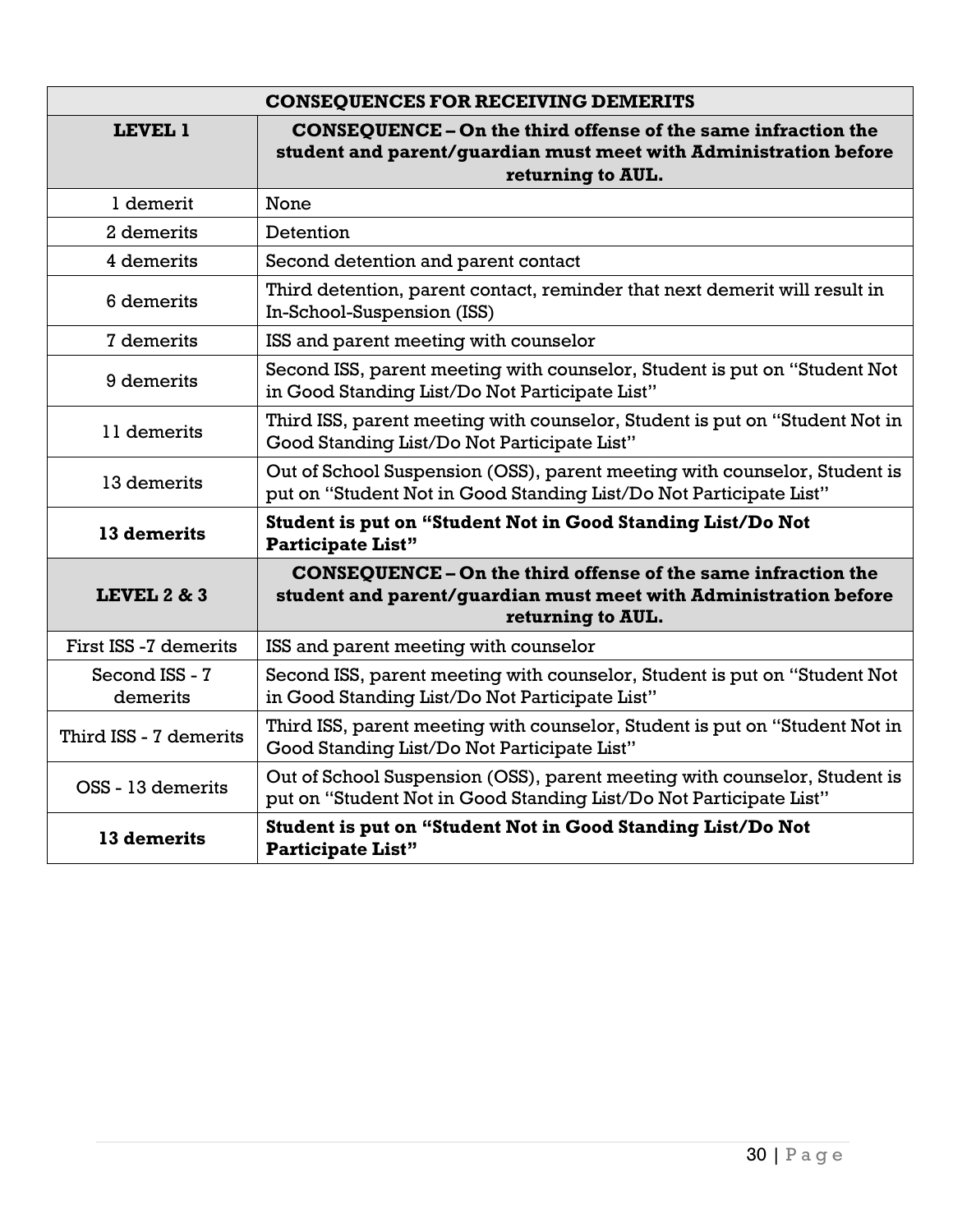| CONSEQUENCES FOR RECEIVING DEMERITS | |
|---|---|
| **LEVEL 1** | **CONSEQUENCE – On the third offense of the same infraction the student and parent/guardian must meet with Administration before returning to AUL.** |
| 1 demerit | None |
| 2 demerits | Detention |
| 4 demerits | Second detention and parent contact |
| 6 demerits | Third detention, parent contact, reminder that next demerit will result in In-School-Suspension (ISS) |
| 7 demerits | ISS and parent meeting with counselor |
| 9 demerits | Second ISS, parent meeting with counselor, Student is put on "Student Not in Good Standing List/Do Not Participate List" |
| 11 demerits | Third ISS, parent meeting with counselor, Student is put on "Student Not in Good Standing List/Do Not Participate List" |
| 13 demerits | Out of School Suspension (OSS), parent meeting with counselor, Student is put on "Student Not in Good Standing List/Do Not Participate List" |
| **13 demerits** | **Student is put on "Student Not in Good Standing List/Do Not Participate List"** |
| **LEVEL 2 & 3** | **CONSEQUENCE – On the third offense of the same infraction the student and parent/guardian must meet with Administration before returning to AUL.** |
| First ISS -7 demerits | ISS and parent meeting with counselor |
| Second ISS - 7 demerits | Second ISS, parent meeting with counselor, Student is put on "Student Not in Good Standing List/Do Not Participate List" |
| Third ISS - 7 demerits | Third ISS, parent meeting with counselor, Student is put on "Student Not in Good Standing List/Do Not Participate List" |
| OSS - 13 demerits | Out of School Suspension (OSS), parent meeting with counselor, Student is put on "Student Not in Good Standing List/Do Not Participate List" |
| **13 demerits** | **Student is put on "Student Not in Good Standing List/Do Not Participate List"** |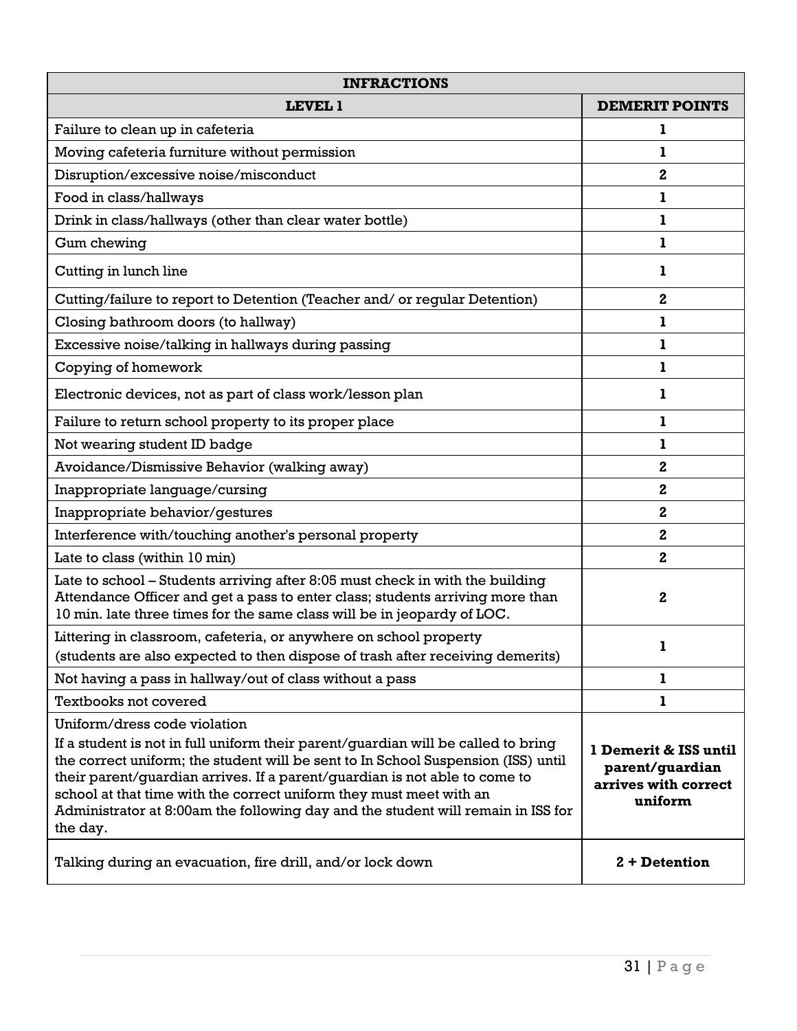| INFRACTIONS | |
|---|---|
| **LEVEL 1** | **DEMERIT POINTS** |
| Failure to clean up in cafeteria | **1** |
| Moving cafeteria furniture without permission | **1** |
| Disruption/excessive noise/misconduct | **2** |
| Food in class/hallways | **1** |
| Drink in class/hallways (other than clear water bottle) | **1** |
| Gum chewing | **1** |
| Cutting in lunch line | **1** |
| Cutting/failure to report to Detention (Teacher and/ or regular Detention) | **2** |
| Closing bathroom doors (to hallway) | **1** |
| Excessive noise/talking in hallways during passing | **1** |
| Copying of homework | **1** |
| Electronic devices, not as part of class work/lesson plan | **1** |
| Failure to return school property to its proper place | **1** |
| Not wearing student ID badge | **1** |
| Avoidance/Dismissive Behavior (walking away) | **2** |
| Inappropriate language/cursing | **2** |
| Inappropriate behavior/gestures | **2** |
| Interference with/touching another's personal property | **2** |
| Late to class (within 10 min) | **2** |
| Late to school – Students arriving after 8:05 must check in with the building Attendance Officer and get a pass to enter class; students arriving more than 10 min. late three times for the same class will be in jeopardy of LOC. | **2** |
| Littering in classroom, cafeteria, or anywhere on school property (students are also expected to then dispose of trash after receiving demerits) | **1** |
| Not having a pass in hallway/out of class without a pass | **1** |
| Textbooks not covered | **1** |
| Uniform/dress code violation<br>If a student is not in full uniform their parent/guardian will be called to bring the correct uniform; the student will be sent to In School Suspension (ISS) until their parent/guardian arrives. If a parent/guardian is not able to come to school at that time with the correct uniform they must meet with an Administrator at 8:00am the following day and the student will remain in ISS for the day. | **1 Demerit & ISS until parent/guardian arrives with correct uniform** |
| Talking during an evacuation, fire drill, and/or lock down | **2 + Detention** |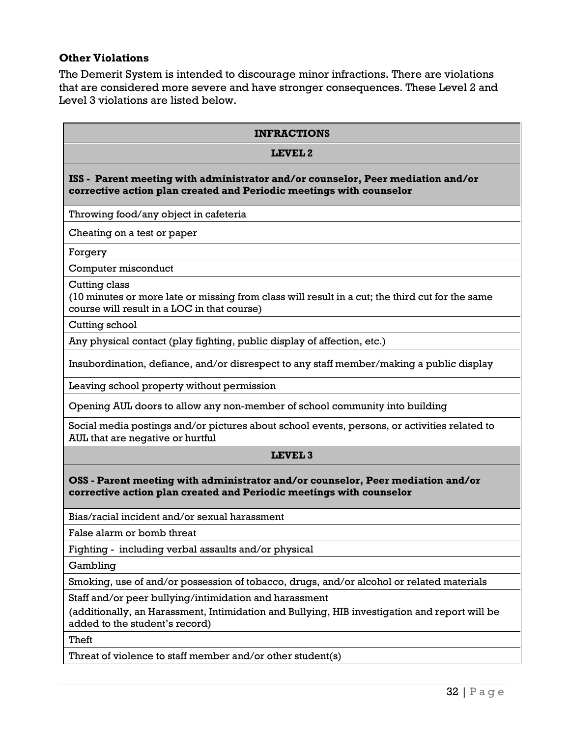**Other Violations**

The Demerit System is intended to discourage minor infractions. There are violations that are considered more severe and have stronger consequences. These Level 2 and Level 3 violations are listed below.

| **INFRACTIONS** |
| --- |
| **LEVEL 2** |
| **ISS - Parent meeting with administrator and/or counselor, Peer mediation and/or corrective action plan created and Periodic meetings with counselor** |
| Throwing food/any object in cafeteria |
| Cheating on a test or paper |
| Forgery |
| Computer misconduct |
| Cutting class<br>(10 minutes or more late or missing from class will result in a cut; the third cut for the same course will result in a LOC in that course) |
| Cutting school |
| Any physical contact (play fighting, public display of affection, etc.) |
| Insubordination, defiance, and/or disrespect to any staff member/making a public display |
| Leaving school property without permission |
| Opening AUL doors to allow any non-member of school community into building |
| Social media postings and/or pictures about school events, persons, or activities related to AUL that are negative or hurtful |
| **LEVEL 3** |
| **OSS - Parent meeting with administrator and/or counselor, Peer mediation and/or corrective action plan created and Periodic meetings with counselor** |
| Bias/racial incident and/or sexual harassment |
| False alarm or bomb threat |
| Fighting - including verbal assaults and/or physical |
| Gambling |
| Smoking, use of and/or possession of tobacco, drugs, and/or alcohol or related materials |
| Staff and/or peer bullying/intimidation and harassment<br>(additionally, an Harassment, Intimidation and Bullying, HIB investigation and report will be added to the student's record) |
| Theft |
| Threat of violence to staff member and/or other student(s) |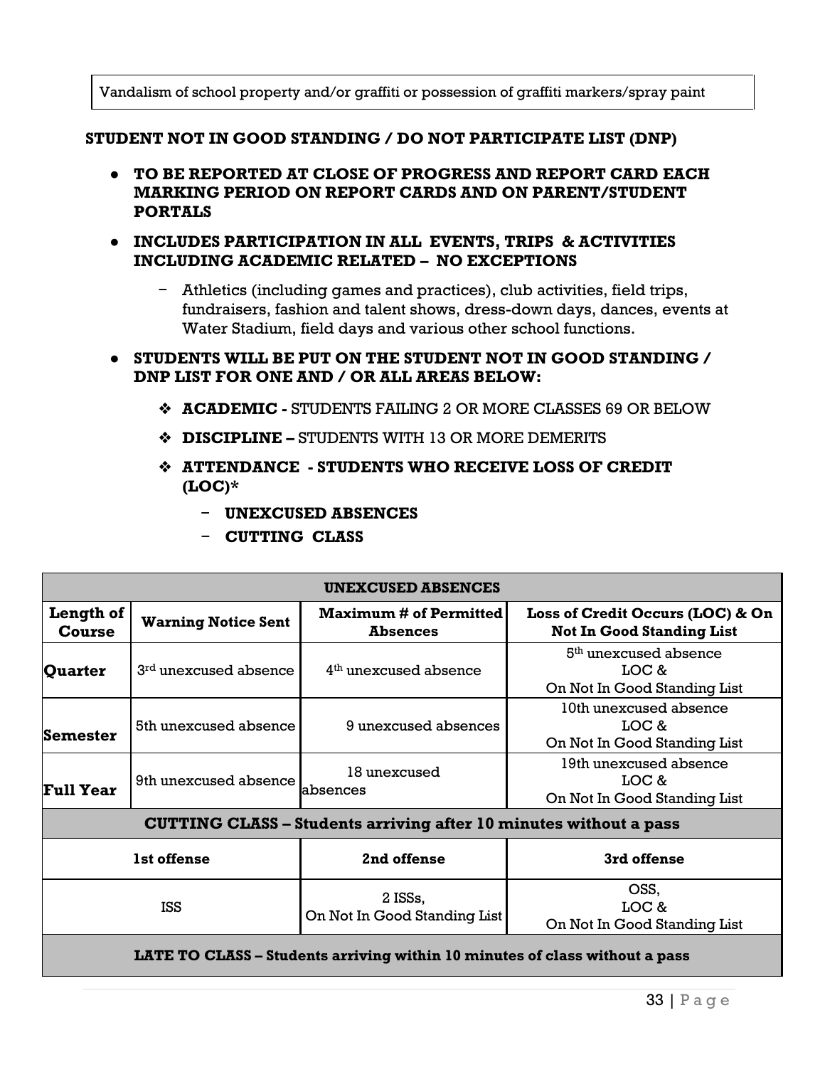| Vandalism of school property and/or graffiti or possession of graffiti markers/spray paint |
|---|

**STUDENT NOT IN GOOD STANDING / DO NOT PARTICIPATE LIST (DNP)**

- **TO BE REPORTED AT CLOSE OF PROGRESS AND REPORT CARD EACH MARKING PERIOD ON REPORT CARDS AND ON PARENT/STUDENT PORTALS**
- **INCLUDES PARTICIPATION IN ALL EVENTS, TRIPS & ACTIVITIES INCLUDING ACADEMIC RELATED – NO EXCEPTIONS**
  - Athletics (including games and practices), club activities, field trips, fundraisers, fashion and talent shows, dress-down days, dances, events at Water Stadium, field days and various other school functions.
- **STUDENTS WILL BE PUT ON THE STUDENT NOT IN GOOD STANDING / DNP LIST FOR ONE AND / OR ALL AREAS BELOW:**
  - **ACADEMIC -** STUDENTS FAILING 2 OR MORE CLASSES 69 OR BELOW
  - **DISCIPLINE –** STUDENTS WITH 13 OR MORE DEMERITS
  - **ATTENDANCE - STUDENTS WHO RECEIVE LOSS OF CREDIT (LOC)***
    - **UNEXCUSED ABSENCES**
    - **CUTTING CLASS**

| **UNEXCUSED ABSENCES** | | | |
|---|---|---|---|
| **Length of Course** | **Warning Notice Sent** | **Maximum # of Permitted Absences** | **Loss of Credit Occurs (LOC) & On Not In Good Standing List** |
| **Quarter** | 3rd unexcused absence | 4th unexcused absence | 5th unexcused absence LOC & On Not In Good Standing List |
| **Semester** | 5th unexcused absence | 9 unexcused absences | 10th unexcused absence LOC & On Not In Good Standing List |
| **Full Year** | 9th unexcused absence | 18 unexcused absences | 19th unexcused absence LOC & On Not In Good Standing List |
| **CUTTING CLASS – Students arriving after 10 minutes without a pass** | | | |
| **1st offense** | | **2nd offense** | **3rd offense** |
| ISS | | 2 ISSs, On Not In Good Standing List | OSS, LOC & On Not In Good Standing List |
| **LATE TO CLASS – Students arriving within 10 minutes of class without a pass** | | | |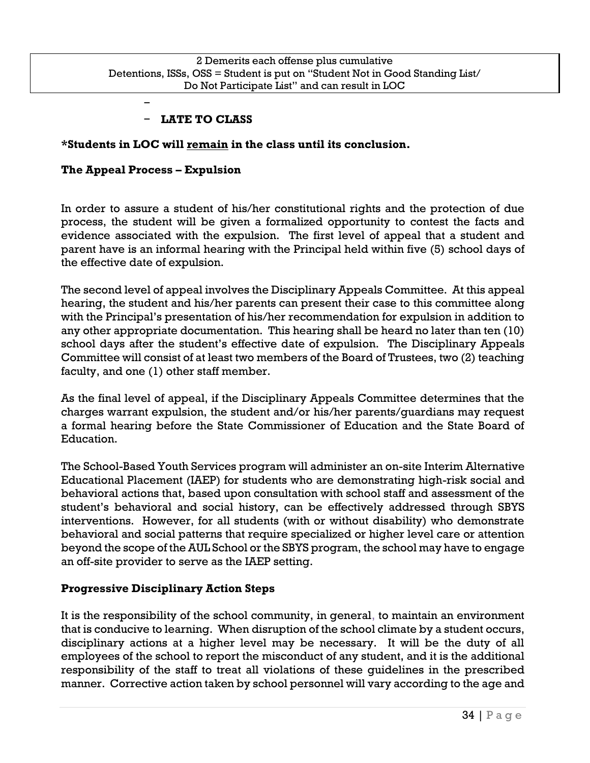| 2 Demerits each offense plus cumulative Detentions, ISSs, OSS = Student is put on "Student Not in Good Standing List/ Do Not Participate List" and can result in LOC |
|---|

- 
- **LATE TO CLASS**

**\*Students in LOC will <u>remain</u> in the class until its conclusion.**

**The Appeal Process – Expulsion**

In order to assure a student of his/her constitutional rights and the protection of due process, the student will be given a formalized opportunity to contest the facts and evidence associated with the expulsion. The first level of appeal that a student and parent have is an informal hearing with the Principal held within five (5) school days of the effective date of expulsion.

The second level of appeal involves the Disciplinary Appeals Committee. At this appeal hearing, the student and his/her parents can present their case to this committee along with the Principal's presentation of his/her recommendation for expulsion in addition to any other appropriate documentation. This hearing shall be heard no later than ten (10) school days after the student's effective date of expulsion. The Disciplinary Appeals Committee will consist of at least two members of the Board of Trustees, two (2) teaching faculty, and one (1) other staff member.

As the final level of appeal, if the Disciplinary Appeals Committee determines that the charges warrant expulsion, the student and/or his/her parents/guardians may request a formal hearing before the State Commissioner of Education and the State Board of Education.

The School-Based Youth Services program will administer an on-site Interim Alternative Educational Placement (IAEP) for students who are demonstrating high-risk social and behavioral actions that, based upon consultation with school staff and assessment of the student's behavioral and social history, can be effectively addressed through SBYS interventions. However, for all students (with or without disability) who demonstrate behavioral and social patterns that require specialized or higher level care or attention beyond the scope of the AUL School or the SBYS program, the school may have to engage an off-site provider to serve as the IAEP setting.

**Progressive Disciplinary Action Steps**

It is the responsibility of the school community, in general, to maintain an environment that is conducive to learning. When disruption of the school climate by a student occurs, disciplinary actions at a higher level may be necessary. It will be the duty of all employees of the school to report the misconduct of any student, and it is the additional responsibility of the staff to treat all violations of these guidelines in the prescribed manner. Corrective action taken by school personnel will vary according to the age and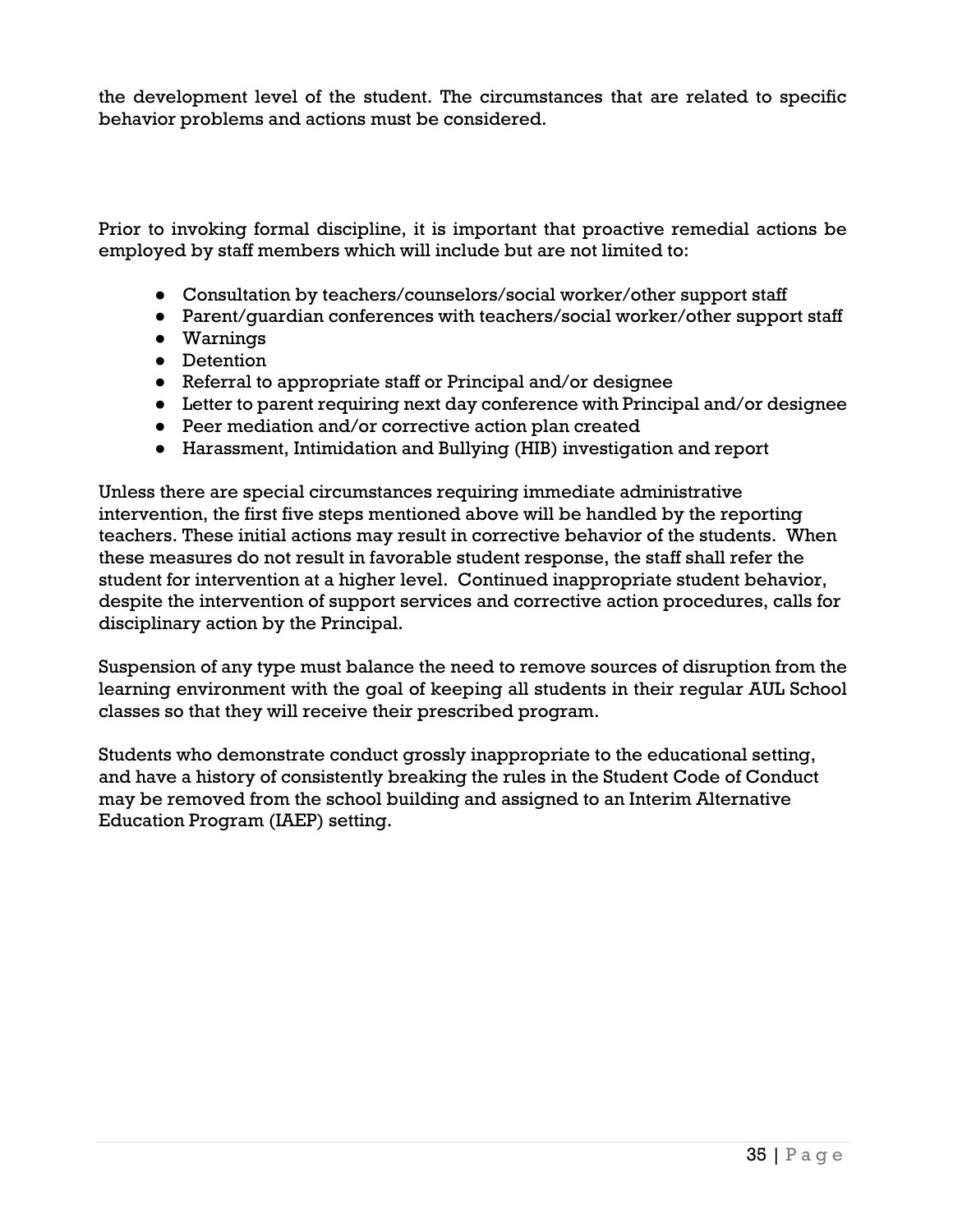the development level of the student. The circumstances that are related to specific behavior problems and actions must be considered.

Prior to invoking formal discipline, it is important that proactive remedial actions be employed by staff members which will include but are not limited to:

- Consultation by teachers/counselors/social worker/other support staff
- Parent/guardian conferences with teachers/social worker/other support staff
- Warnings
- Detention
- Referral to appropriate staff or Principal and/or designee
- Letter to parent requiring next day conference with Principal and/or designee
- Peer mediation and/or corrective action plan created
- Harassment, Intimidation and Bullying (HIB) investigation and report

Unless there are special circumstances requiring immediate administrative intervention, the first five steps mentioned above will be handled by the reporting teachers. These initial actions may result in corrective behavior of the students. When these measures do not result in favorable student response, the staff shall refer the student for intervention at a higher level. Continued inappropriate student behavior, despite the intervention of support services and corrective action procedures, calls for disciplinary action by the Principal.

Suspension of any type must balance the need to remove sources of disruption from the learning environment with the goal of keeping all students in their regular AUL School classes so that they will receive their prescribed program.

Students who demonstrate conduct grossly inappropriate to the educational setting, and have a history of consistently breaking the rules in the Student Code of Conduct may be removed from the school building and assigned to an Interim Alternative Education Program (IAEP) setting.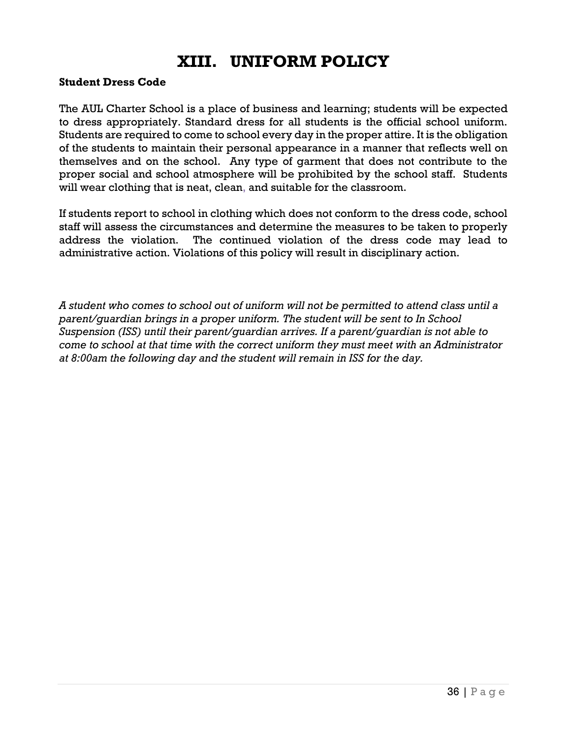# XIII. UNIFORM POLICY

**Student Dress Code**

The AUL Charter School is a place of business and learning; students will be expected to dress appropriately. Standard dress for all students is the official school uniform. Students are required to come to school every day in the proper attire. It is the obligation of the students to maintain their personal appearance in a manner that reflects well on themselves and on the school. Any type of garment that does not contribute to the proper social and school atmosphere will be prohibited by the school staff. Students will wear clothing that is neat, clean, and suitable for the classroom.

If students report to school in clothing which does not conform to the dress code, school staff will assess the circumstances and determine the measures to be taken to properly address the violation. The continued violation of the dress code may lead to administrative action. Violations of this policy will result in disciplinary action.

*A student who comes to school out of uniform will not be permitted to attend class until a parent/guardian brings in a proper uniform. The student will be sent to In School Suspension (ISS) until their parent/guardian arrives. If a parent/guardian is not able to come to school at that time with the correct uniform they must meet with an Administrator at 8:00am the following day and the student will remain in ISS for the day.*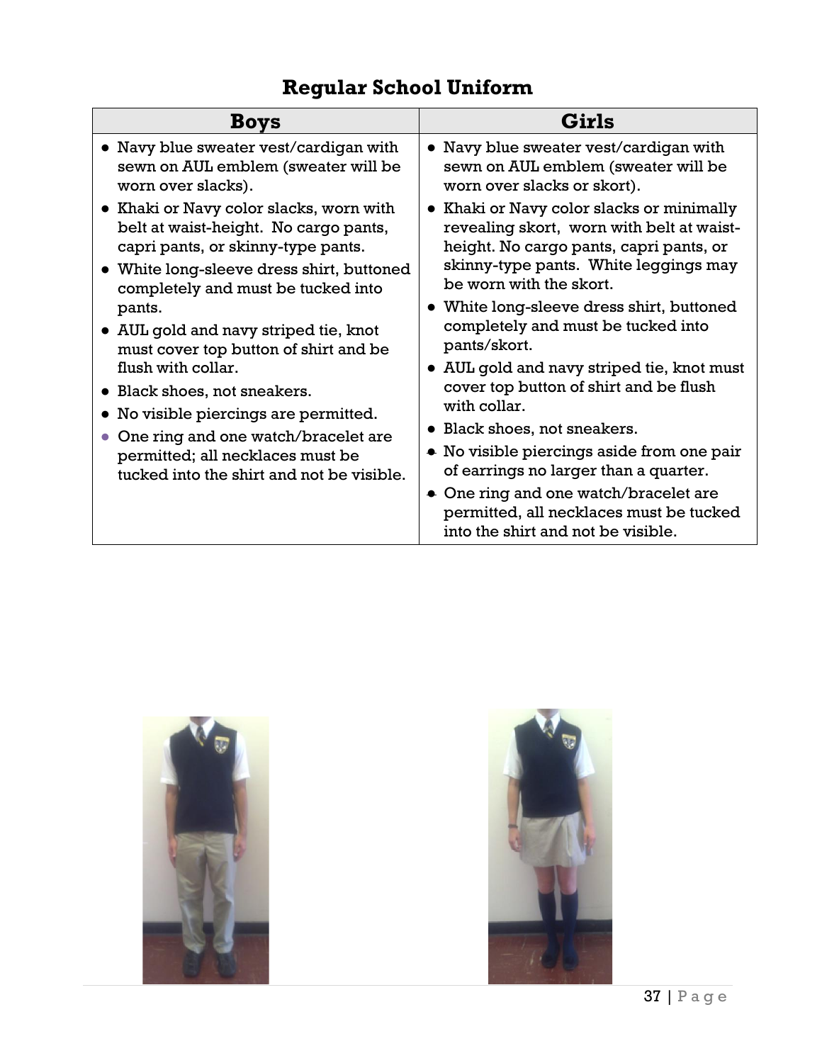## Regular School Uniform

| Boys | Girls |
|---|---|
| • Navy blue sweater vest/cardigan with sewn on AUL emblem (sweater will be worn over slacks).<br>• Khaki or Navy color slacks, worn with belt at waist-height. No cargo pants, capri pants, or skinny-type pants.<br>• White long-sleeve dress shirt, buttoned completely and must be tucked into pants.<br>• AUL gold and navy striped tie, knot must cover top button of shirt and be flush with collar.<br>• Black shoes, not sneakers.<br>• No visible piercings are permitted.<br>• One ring and one watch/bracelet are permitted; all necklaces must be tucked into the shirt and not be visible. | • Navy blue sweater vest/cardigan with sewn on AUL emblem (sweater will be worn over slacks or skort).<br>• Khaki or Navy color slacks or minimally revealing skort, worn with belt at waist-height. No cargo pants, capri pants, or skinny-type pants. White leggings may be worn with the skort.<br>• White long-sleeve dress shirt, buttoned completely and must be tucked into pants/skort.<br>• AUL gold and navy striped tie, knot must cover top button of shirt and be flush with collar.<br>• Black shoes, not sneakers.<br>• No visible piercings aside from one pair of earrings no larger than a quarter.<br>• One ring and one watch/bracelet are permitted, all necklaces must be tucked into the shirt and not be visible. |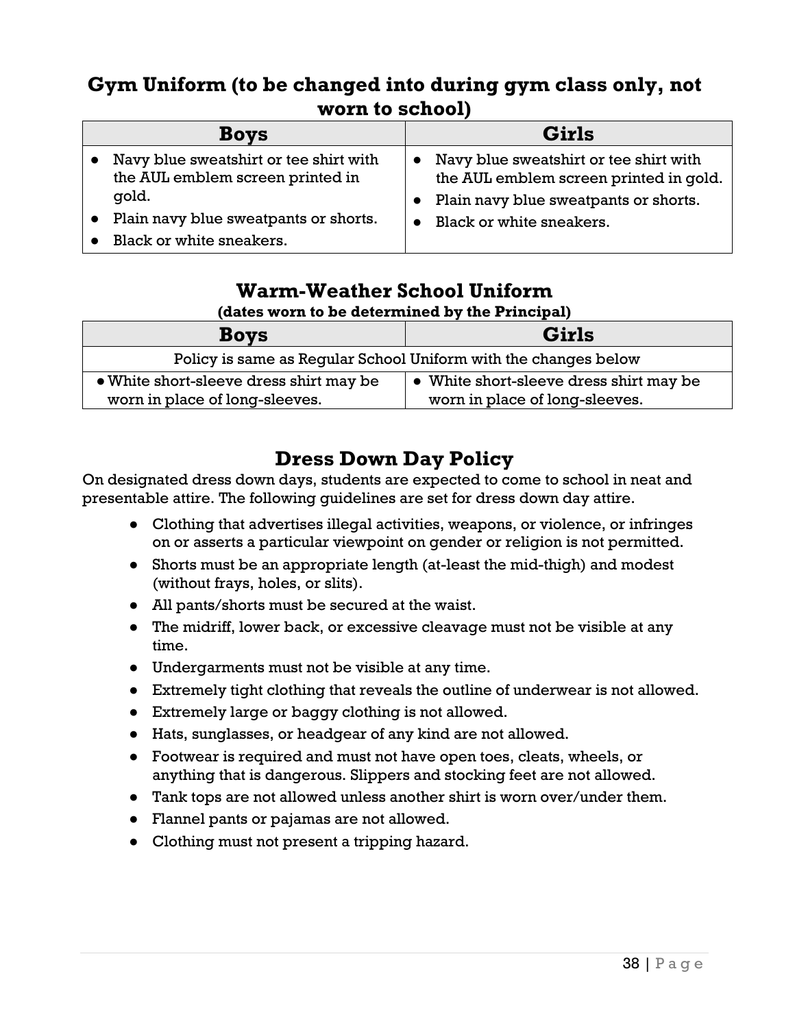## Gym Uniform (to be changed into during gym class only, not worn to school)

| Boys | Girls |
| --- | --- |
| • Navy blue sweatshirt or tee shirt with the AUL emblem screen printed in gold.<br>• Plain navy blue sweatpants or shorts.<br>• Black or white sneakers. | • Navy blue sweatshirt or tee shirt with the AUL emblem screen printed in gold.<br>• Plain navy blue sweatpants or shorts.<br>• Black or white sneakers. |

## Warm-Weather School Uniform

**(dates worn to be determined by the Principal)**

| Boys | Girls |
| --- | --- |
| Policy is same as Regular School Uniform with the changes below | |
| • White short-sleeve dress shirt may be worn in place of long-sleeves. | • White short-sleeve dress shirt may be worn in place of long-sleeves. |

## Dress Down Day Policy

On designated dress down days, students are expected to come to school in neat and presentable attire. The following guidelines are set for dress down day attire.

- Clothing that advertises illegal activities, weapons, or violence, or infringes on or asserts a particular viewpoint on gender or religion is not permitted.
- Shorts must be an appropriate length (at-least the mid-thigh) and modest (without frays, holes, or slits).
- All pants/shorts must be secured at the waist.
- The midriff, lower back, or excessive cleavage must not be visible at any time.
- Undergarments must not be visible at any time.
- Extremely tight clothing that reveals the outline of underwear is not allowed.
- Extremely large or baggy clothing is not allowed.
- Hats, sunglasses, or headgear of any kind are not allowed.
- Footwear is required and must not have open toes, cleats, wheels, or anything that is dangerous. Slippers and stocking feet are not allowed.
- Tank tops are not allowed unless another shirt is worn over/under them.
- Flannel pants or pajamas are not allowed.
- Clothing must not present a tripping hazard.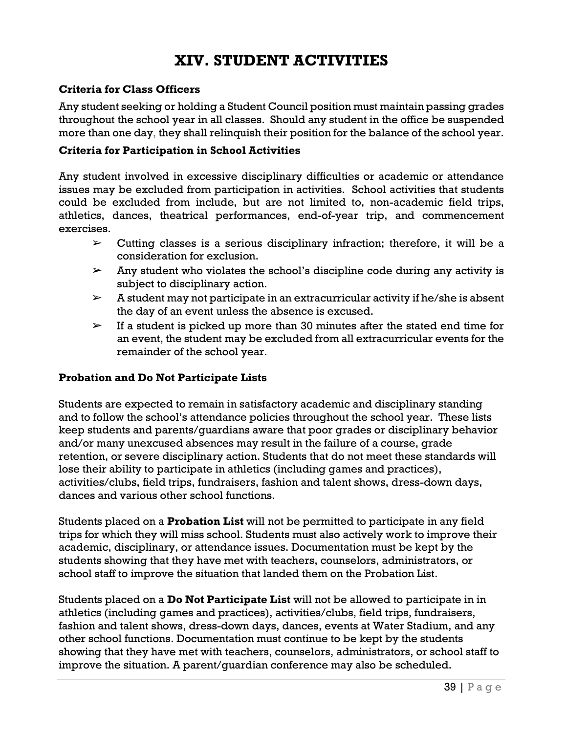# XIV. STUDENT ACTIVITIES

### Criteria for Class Officers

Any student seeking or holding a Student Council position must maintain passing grades throughout the school year in all classes. Should any student in the office be suspended more than one day, they shall relinquish their position for the balance of the school year.

### Criteria for Participation in School Activities

Any student involved in excessive disciplinary difficulties or academic or attendance issues may be excluded from participation in activities. School activities that students could be excluded from include, but are not limited to, non-academic field trips, athletics, dances, theatrical performances, end-of-year trip, and commencement exercises.

- Cutting classes is a serious disciplinary infraction; therefore, it will be a consideration for exclusion.
- Any student who violates the school's discipline code during any activity is subject to disciplinary action.
- A student may not participate in an extracurricular activity if he/she is absent the day of an event unless the absence is excused.
- If a student is picked up more than 30 minutes after the stated end time for an event, the student may be excluded from all extracurricular events for the remainder of the school year.

### Probation and Do Not Participate Lists

Students are expected to remain in satisfactory academic and disciplinary standing and to follow the school's attendance policies throughout the school year. These lists keep students and parents/guardians aware that poor grades or disciplinary behavior and/or many unexcused absences may result in the failure of a course, grade retention, or severe disciplinary action. Students that do not meet these standards will lose their ability to participate in athletics (including games and practices), activities/clubs, field trips, fundraisers, fashion and talent shows, dress-down days, dances and various other school functions.

Students placed on a **Probation List** will not be permitted to participate in any field trips for which they will miss school. Students must also actively work to improve their academic, disciplinary, or attendance issues. Documentation must be kept by the students showing that they have met with teachers, counselors, administrators, or school staff to improve the situation that landed them on the Probation List.

Students placed on a **Do Not Participate List** will not be allowed to participate in in athletics (including games and practices), activities/clubs, field trips, fundraisers, fashion and talent shows, dress-down days, dances, events at Water Stadium, and any other school functions. Documentation must continue to be kept by the students showing that they have met with teachers, counselors, administrators, or school staff to improve the situation. A parent/guardian conference may also be scheduled.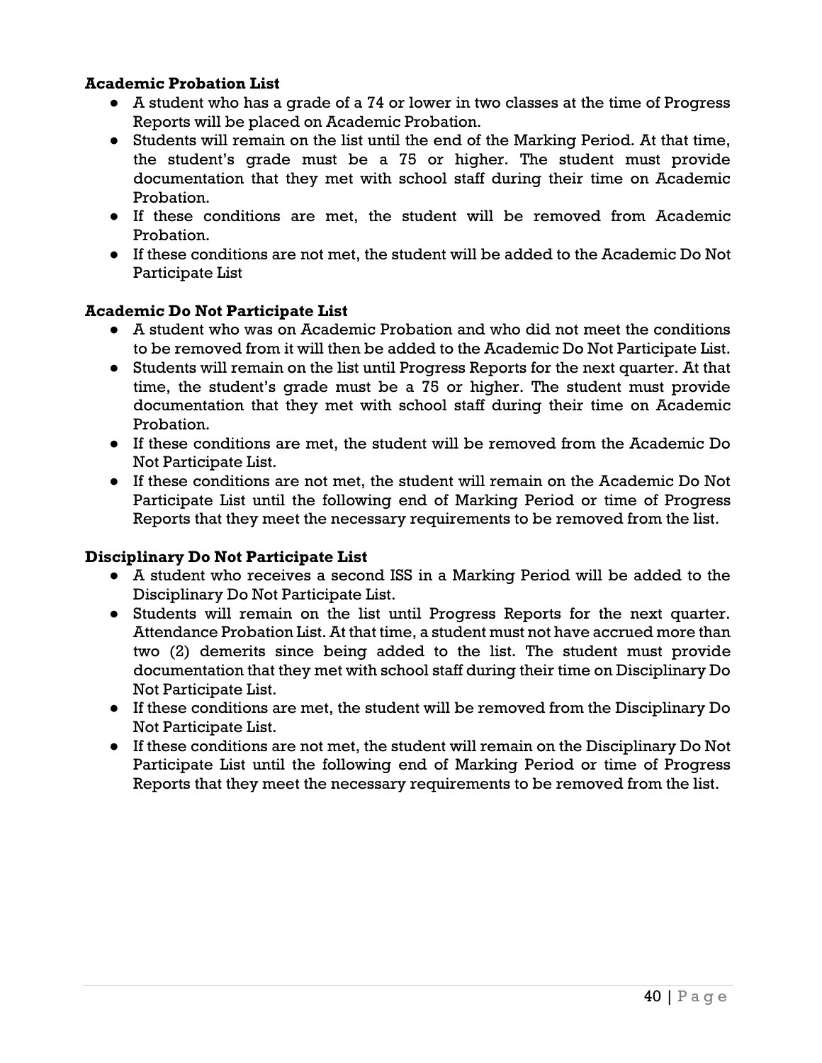**Academic Probation List**

- A student who has a grade of a 74 or lower in two classes at the time of Progress Reports will be placed on Academic Probation.
- Students will remain on the list until the end of the Marking Period. At that time, the student's grade must be a 75 or higher. The student must provide documentation that they met with school staff during their time on Academic Probation.
- If these conditions are met, the student will be removed from Academic Probation.
- If these conditions are not met, the student will be added to the Academic Do Not Participate List

**Academic Do Not Participate List**

- A student who was on Academic Probation and who did not meet the conditions to be removed from it will then be added to the Academic Do Not Participate List.
- Students will remain on the list until Progress Reports for the next quarter. At that time, the student's grade must be a 75 or higher. The student must provide documentation that they met with school staff during their time on Academic Probation.
- If these conditions are met, the student will be removed from the Academic Do Not Participate List.
- If these conditions are not met, the student will remain on the Academic Do Not Participate List until the following end of Marking Period or time of Progress Reports that they meet the necessary requirements to be removed from the list.

**Disciplinary Do Not Participate List**

- A student who receives a second ISS in a Marking Period will be added to the Disciplinary Do Not Participate List.
- Students will remain on the list until Progress Reports for the next quarter. Attendance Probation List. At that time, a student must not have accrued more than two (2) demerits since being added to the list. The student must provide documentation that they met with school staff during their time on Disciplinary Do Not Participate List.
- If these conditions are met, the student will be removed from the Disciplinary Do Not Participate List.
- If these conditions are not met, the student will remain on the Disciplinary Do Not Participate List until the following end of Marking Period or time of Progress Reports that they meet the necessary requirements to be removed from the list.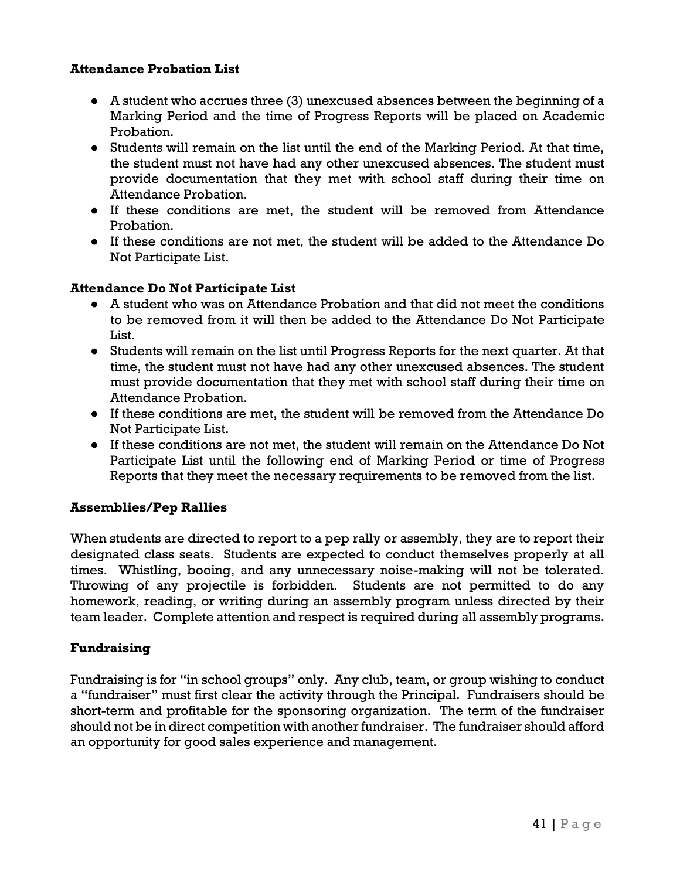**Attendance Probation List**

- A student who accrues three (3) unexcused absences between the beginning of a Marking Period and the time of Progress Reports will be placed on Academic Probation.
- Students will remain on the list until the end of the Marking Period. At that time, the student must not have had any other unexcused absences. The student must provide documentation that they met with school staff during their time on Attendance Probation.
- If these conditions are met, the student will be removed from Attendance Probation.
- If these conditions are not met, the student will be added to the Attendance Do Not Participate List.

**Attendance Do Not Participate List**

- A student who was on Attendance Probation and that did not meet the conditions to be removed from it will then be added to the Attendance Do Not Participate List.
- Students will remain on the list until Progress Reports for the next quarter. At that time, the student must not have had any other unexcused absences. The student must provide documentation that they met with school staff during their time on Attendance Probation.
- If these conditions are met, the student will be removed from the Attendance Do Not Participate List.
- If these conditions are not met, the student will remain on the Attendance Do Not Participate List until the following end of Marking Period or time of Progress Reports that they meet the necessary requirements to be removed from the list.

**Assemblies/Pep Rallies**

When students are directed to report to a pep rally or assembly, they are to report their designated class seats. Students are expected to conduct themselves properly at all times. Whistling, booing, and any unnecessary noise-making will not be tolerated. Throwing of any projectile is forbidden. Students are not permitted to do any homework, reading, or writing during an assembly program unless directed by their team leader. Complete attention and respect is required during all assembly programs.

**Fundraising**

Fundraising is for "in school groups" only. Any club, team, or group wishing to conduct a "fundraiser" must first clear the activity through the Principal. Fundraisers should be short-term and profitable for the sponsoring organization. The term of the fundraiser should not be in direct competition with another fundraiser. The fundraiser should afford an opportunity for good sales experience and management.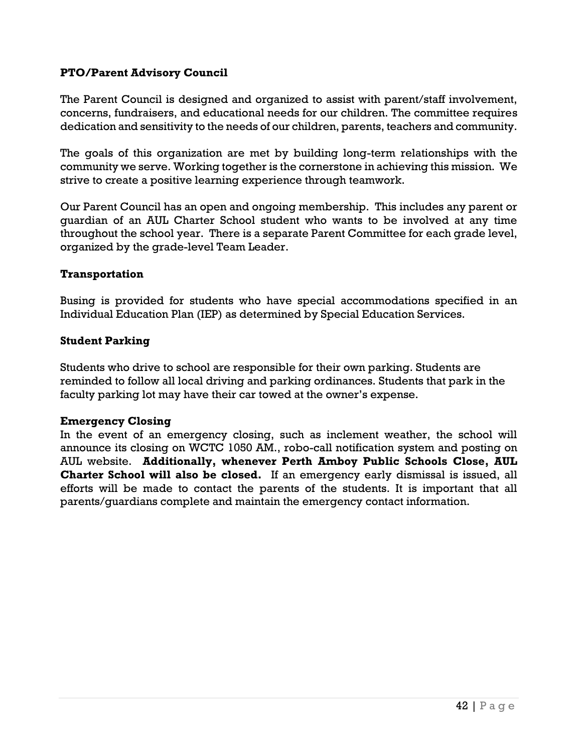**PTO/Parent Advisory Council**

The Parent Council is designed and organized to assist with parent/staff involvement, concerns, fundraisers, and educational needs for our children. The committee requires dedication and sensitivity to the needs of our children, parents, teachers and community.

The goals of this organization are met by building long-term relationships with the community we serve. Working together is the cornerstone in achieving this mission. We strive to create a positive learning experience through teamwork.

Our Parent Council has an open and ongoing membership. This includes any parent or guardian of an AUL Charter School student who wants to be involved at any time throughout the school year. There is a separate Parent Committee for each grade level, organized by the grade-level Team Leader.

**Transportation**

Busing is provided for students who have special accommodations specified in an Individual Education Plan (IEP) as determined by Special Education Services.

**Student Parking**

Students who drive to school are responsible for their own parking. Students are reminded to follow all local driving and parking ordinances. Students that park in the faculty parking lot may have their car towed at the owner's expense.

**Emergency Closing**

In the event of an emergency closing, such as inclement weather, the school will announce its closing on WCTC 1050 AM., robo-call notification system and posting on AUL website. **Additionally, whenever Perth Amboy Public Schools Close, AUL Charter School will also be closed.** If an emergency early dismissal is issued, all efforts will be made to contact the parents of the students. It is important that all parents/guardians complete and maintain the emergency contact information.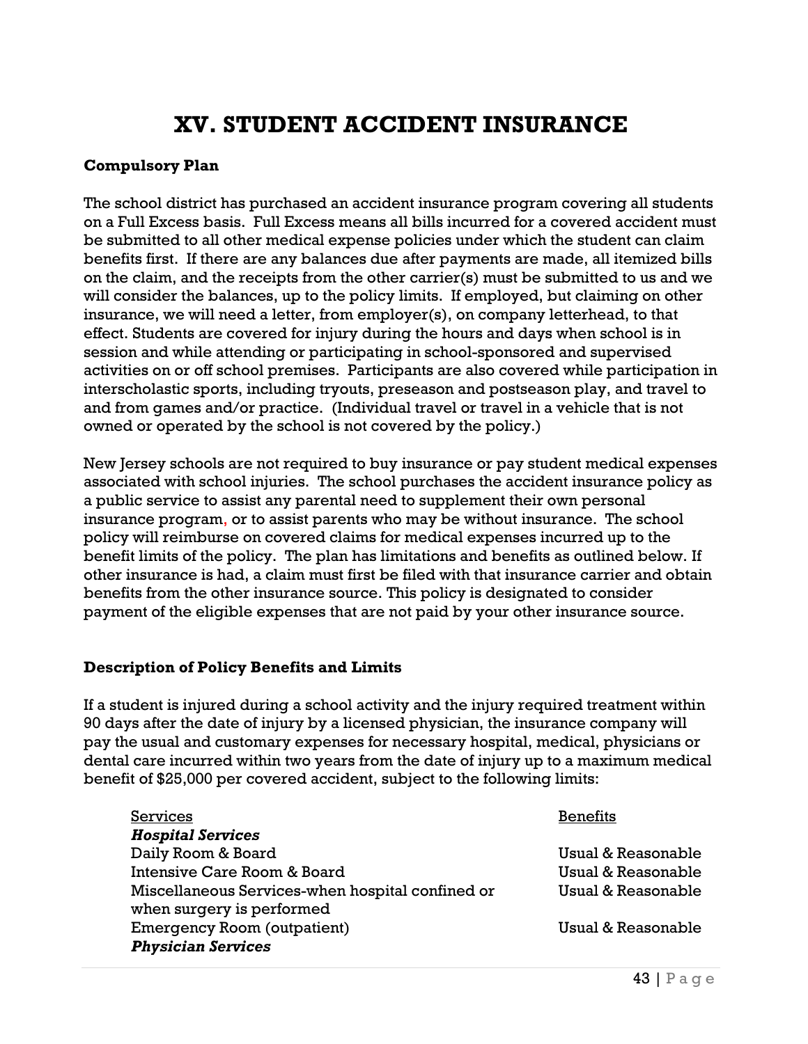# XV. STUDENT ACCIDENT INSURANCE

**Compulsory Plan**

The school district has purchased an accident insurance program covering all students on a Full Excess basis. Full Excess means all bills incurred for a covered accident must be submitted to all other medical expense policies under which the student can claim benefits first. If there are any balances due after payments are made, all itemized bills on the claim, and the receipts from the other carrier(s) must be submitted to us and we will consider the balances, up to the policy limits. If employed, but claiming on other insurance, we will need a letter, from employer(s), on company letterhead, to that effect. Students are covered for injury during the hours and days when school is in session and while attending or participating in school-sponsored and supervised activities on or off school premises. Participants are also covered while participation in interscholastic sports, including tryouts, preseason and postseason play, and travel to and from games and/or practice. (Individual travel or travel in a vehicle that is not owned or operated by the school is not covered by the policy.)

New Jersey schools are not required to buy insurance or pay student medical expenses associated with school injuries. The school purchases the accident insurance policy as a public service to assist any parental need to supplement their own personal insurance program, or to assist parents who may be without insurance. The school policy will reimburse on covered claims for medical expenses incurred up to the benefit limits of the policy. The plan has limitations and benefits as outlined below. If other insurance is had, a claim must first be filed with that insurance carrier and obtain benefits from the other insurance source. This policy is designated to consider payment of the eligible expenses that are not paid by your other insurance source.

**Description of Policy Benefits and Limits**

If a student is injured during a school activity and the injury required treatment within 90 days after the date of injury by a licensed physician, the insurance company will pay the usual and customary expenses for necessary hospital, medical, physicians or dental care incurred within two years from the date of injury up to a maximum medical benefit of $25,000 per covered accident, subject to the following limits:

| Services | Benefits |
|---|---|
| ***Hospital Services*** | |
| Daily Room & Board | Usual & Reasonable |
| Intensive Care Room & Board | Usual & Reasonable |
| Miscellaneous Services-when hospital confined or when surgery is performed | Usual & Reasonable |
| Emergency Room (outpatient) | Usual & Reasonable |
| ***Physician Services*** | |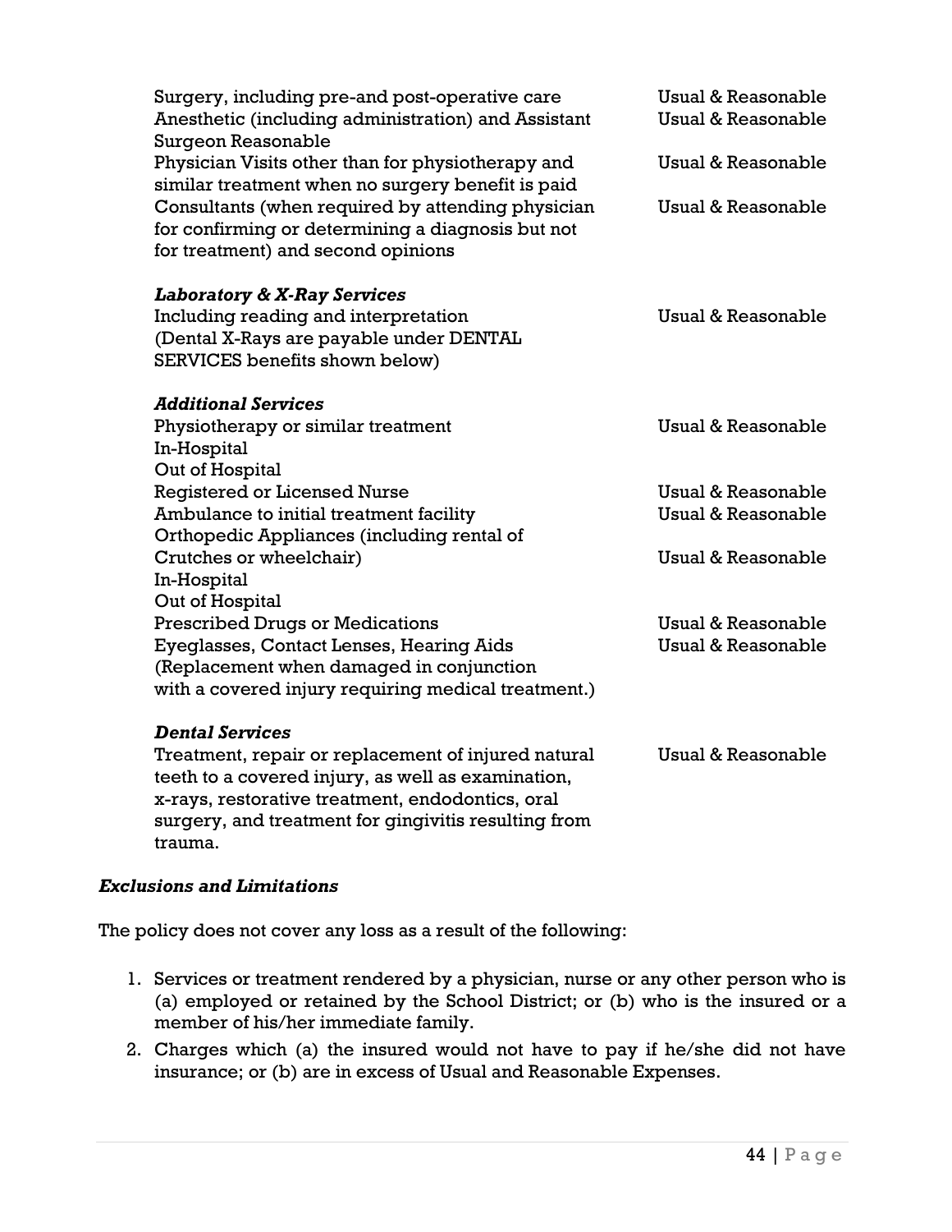| | |
|---|---|
| Surgery, including pre-and post-operative care | Usual & Reasonable |
| Anesthetic (including administration) and Assistant Surgeon Reasonable | Usual & Reasonable |
| Physician Visits other than for physiotherapy and similar treatment when no surgery benefit is paid | Usual & Reasonable |
| Consultants (when required by attending physician for confirming or determining a diagnosis but not for treatment) and second opinions | Usual & Reasonable |
| ***Laboratory & X-Ray Services*** | |
| Including reading and interpretation (Dental X-Rays are payable under DENTAL SERVICES benefits shown below) | Usual & Reasonable |
| ***Additional Services*** | |
| Physiotherapy or similar treatment In-Hospital Out of Hospital | Usual & Reasonable |
| Registered or Licensed Nurse | Usual & Reasonable |
| Ambulance to initial treatment facility | Usual & Reasonable |
| Orthopedic Appliances (including rental of Crutches or wheelchair) In-Hospital Out of Hospital | Usual & Reasonable |
| Prescribed Drugs or Medications | Usual & Reasonable |
| Eyeglasses, Contact Lenses, Hearing Aids (Replacement when damaged in conjunction with a covered injury requiring medical treatment.) | Usual & Reasonable |
| ***Dental Services*** | |
| Treatment, repair or replacement of injured natural teeth to a covered injury, as well as examination, x-rays, restorative treatment, endodontics, oral surgery, and treatment for gingivitis resulting from trauma. | Usual & Reasonable |

***Exclusions and Limitations***

The policy does not cover any loss as a result of the following:

1. Services or treatment rendered by a physician, nurse or any other person who is (a) employed or retained by the School District; or (b) who is the insured or a member of his/her immediate family.
2. Charges which (a) the insured would not have to pay if he/she did not have insurance; or (b) are in excess of Usual and Reasonable Expenses.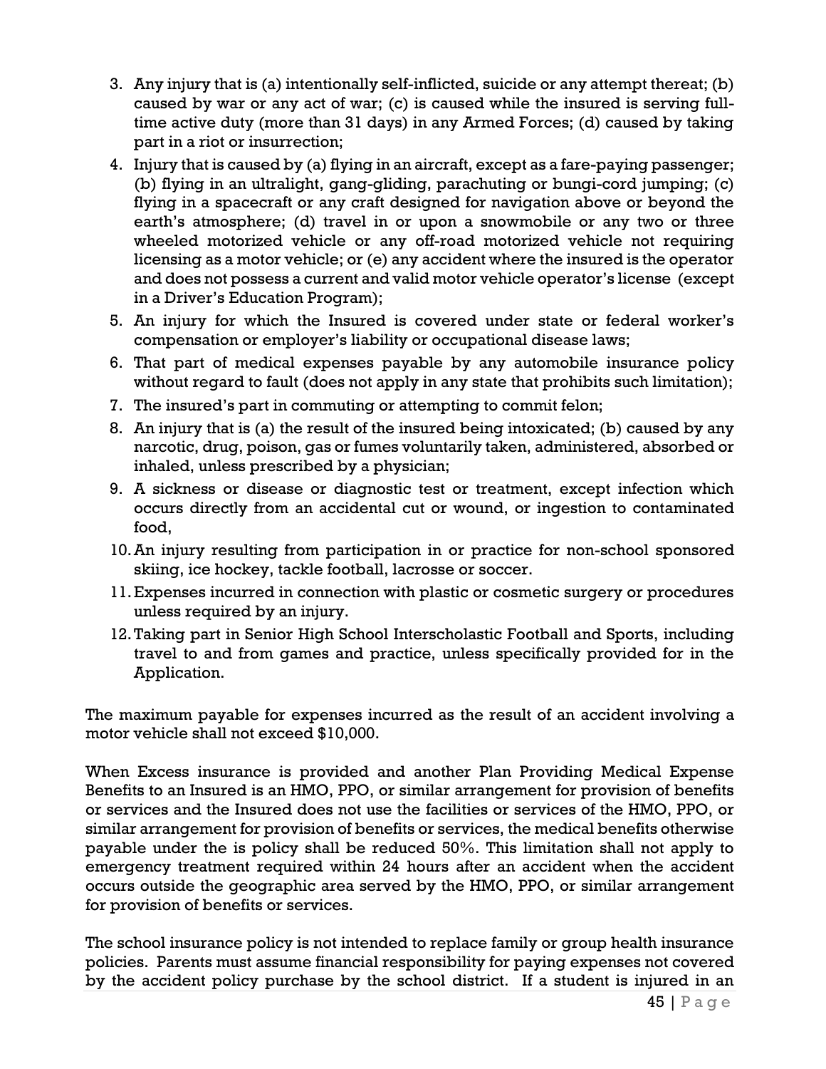3. Any injury that is (a) intentionally self-inflicted, suicide or any attempt thereat; (b) caused by war or any act of war; (c) is caused while the insured is serving full-time active duty (more than 31 days) in any Armed Forces; (d) caused by taking part in a riot or insurrection;
4. Injury that is caused by (a) flying in an aircraft, except as a fare-paying passenger; (b) flying in an ultralight, gang-gliding, parachuting or bungi-cord jumping; (c) flying in a spacecraft or any craft designed for navigation above or beyond the earth's atmosphere; (d) travel in or upon a snowmobile or any two or three wheeled motorized vehicle or any off-road motorized vehicle not requiring licensing as a motor vehicle; or (e) any accident where the insured is the operator and does not possess a current and valid motor vehicle operator's license (except in a Driver's Education Program);
5. An injury for which the Insured is covered under state or federal worker's compensation or employer's liability or occupational disease laws;
6. That part of medical expenses payable by any automobile insurance policy without regard to fault (does not apply in any state that prohibits such limitation);
7. The insured's part in commuting or attempting to commit felon;
8. An injury that is (a) the result of the insured being intoxicated; (b) caused by any narcotic, drug, poison, gas or fumes voluntarily taken, administered, absorbed or inhaled, unless prescribed by a physician;
9. A sickness or disease or diagnostic test or treatment, except infection which occurs directly from an accidental cut or wound, or ingestion to contaminated food,
10. An injury resulting from participation in or practice for non-school sponsored skiing, ice hockey, tackle football, lacrosse or soccer.
11. Expenses incurred in connection with plastic or cosmetic surgery or procedures unless required by an injury.
12. Taking part in Senior High School Interscholastic Football and Sports, including travel to and from games and practice, unless specifically provided for in the Application.

The maximum payable for expenses incurred as the result of an accident involving a motor vehicle shall not exceed $10,000.

When Excess insurance is provided and another Plan Providing Medical Expense Benefits to an Insured is an HMO, PPO, or similar arrangement for provision of benefits or services and the Insured does not use the facilities or services of the HMO, PPO, or similar arrangement for provision of benefits or services, the medical benefits otherwise payable under the is policy shall be reduced 50%. This limitation shall not apply to emergency treatment required within 24 hours after an accident when the accident occurs outside the geographic area served by the HMO, PPO, or similar arrangement for provision of benefits or services.

The school insurance policy is not intended to replace family or group health insurance policies. Parents must assume financial responsibility for paying expenses not covered by the accident policy purchase by the school district. If a student is injured in an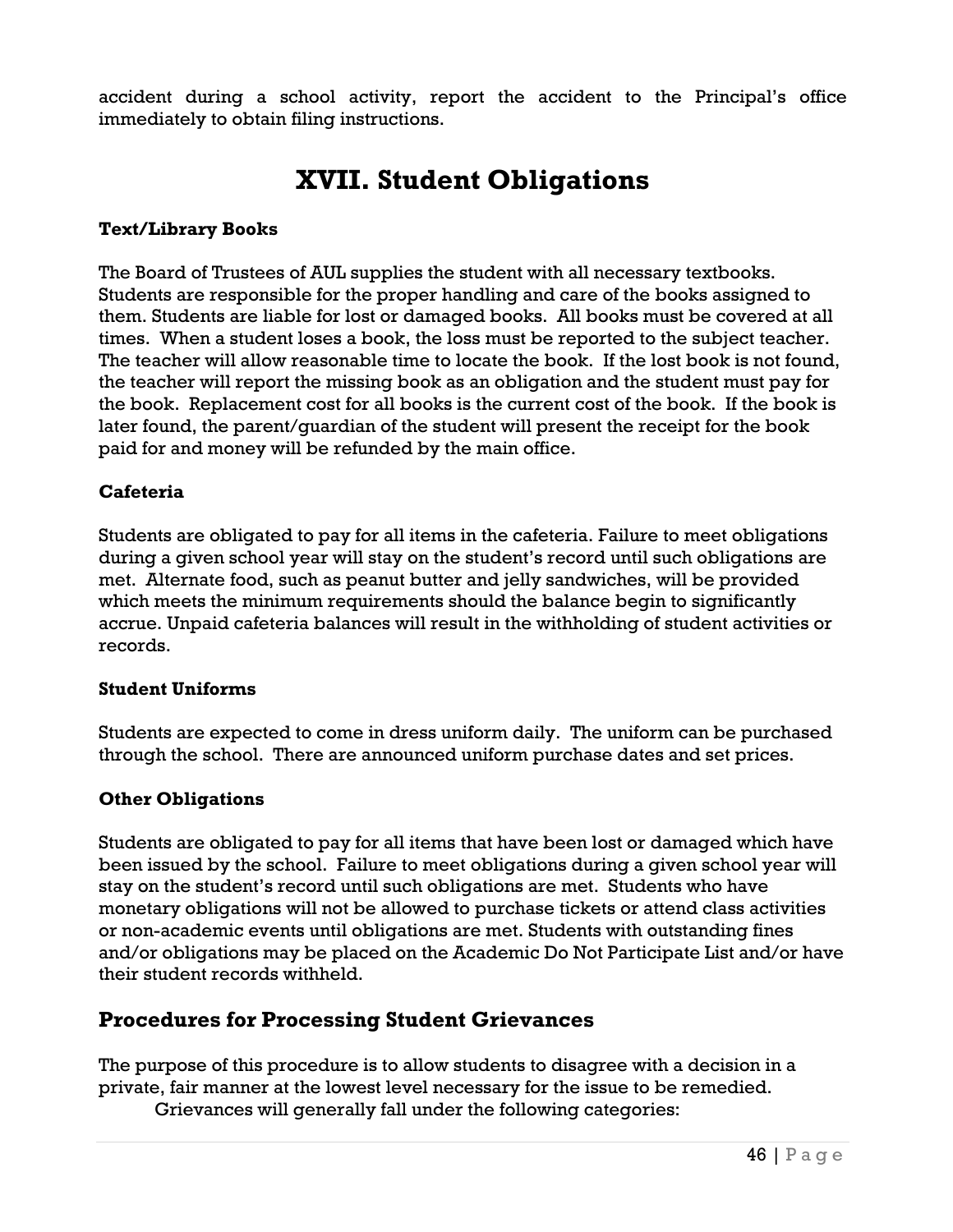accident during a school activity, report the accident to the Principal's office immediately to obtain filing instructions.

# XVII. Student Obligations

### Text/Library Books

The Board of Trustees of AUL supplies the student with all necessary textbooks. Students are responsible for the proper handling and care of the books assigned to them. Students are liable for lost or damaged books. All books must be covered at all times. When a student loses a book, the loss must be reported to the subject teacher. The teacher will allow reasonable time to locate the book. If the lost book is not found, the teacher will report the missing book as an obligation and the student must pay for the book. Replacement cost for all books is the current cost of the book. If the book is later found, the parent/guardian of the student will present the receipt for the book paid for and money will be refunded by the main office.

### Cafeteria

Students are obligated to pay for all items in the cafeteria. Failure to meet obligations during a given school year will stay on the student's record until such obligations are met. Alternate food, such as peanut butter and jelly sandwiches, will be provided which meets the minimum requirements should the balance begin to significantly accrue. Unpaid cafeteria balances will result in the withholding of student activities or records.

### Student Uniforms

Students are expected to come in dress uniform daily. The uniform can be purchased through the school. There are announced uniform purchase dates and set prices.

### Other Obligations

Students are obligated to pay for all items that have been lost or damaged which have been issued by the school. Failure to meet obligations during a given school year will stay on the student's record until such obligations are met. Students who have monetary obligations will not be allowed to purchase tickets or attend class activities or non-academic events until obligations are met. Students with outstanding fines and/or obligations may be placed on the Academic Do Not Participate List and/or have their student records withheld.

## Procedures for Processing Student Grievances

The purpose of this procedure is to allow students to disagree with a decision in a private, fair manner at the lowest level necessary for the issue to be remedied.

Grievances will generally fall under the following categories: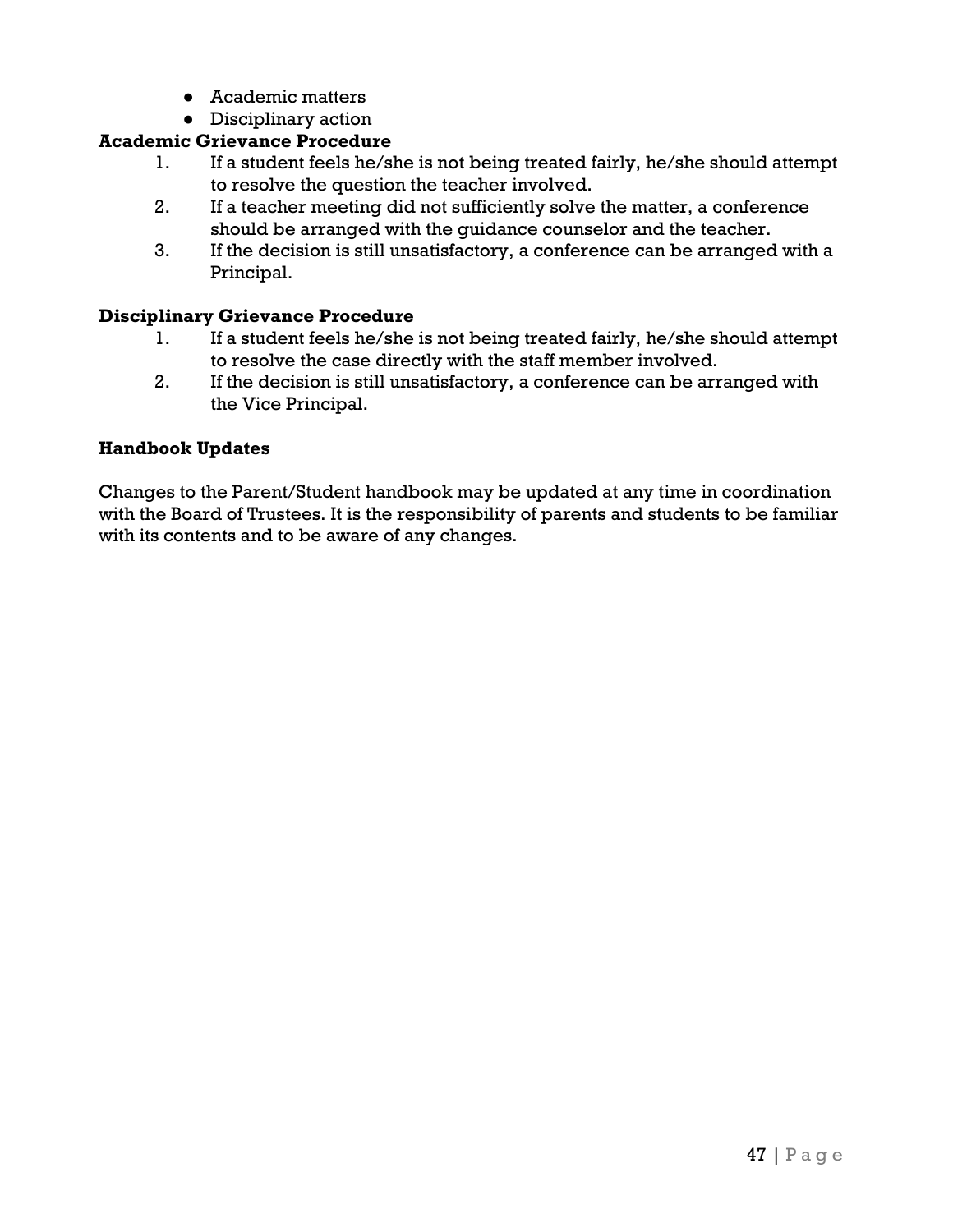- Academic matters
- Disciplinary action

**Academic Grievance Procedure**

1. If a student feels he/she is not being treated fairly, he/she should attempt to resolve the question the teacher involved.
2. If a teacher meeting did not sufficiently solve the matter, a conference should be arranged with the guidance counselor and the teacher.
3. If the decision is still unsatisfactory, a conference can be arranged with a Principal.

**Disciplinary Grievance Procedure**

1. If a student feels he/she is not being treated fairly, he/she should attempt to resolve the case directly with the staff member involved.
2. If the decision is still unsatisfactory, a conference can be arranged with the Vice Principal.

**Handbook Updates**

Changes to the Parent/Student handbook may be updated at any time in coordination with the Board of Trustees. It is the responsibility of parents and students to be familiar with its contents and to be aware of any changes.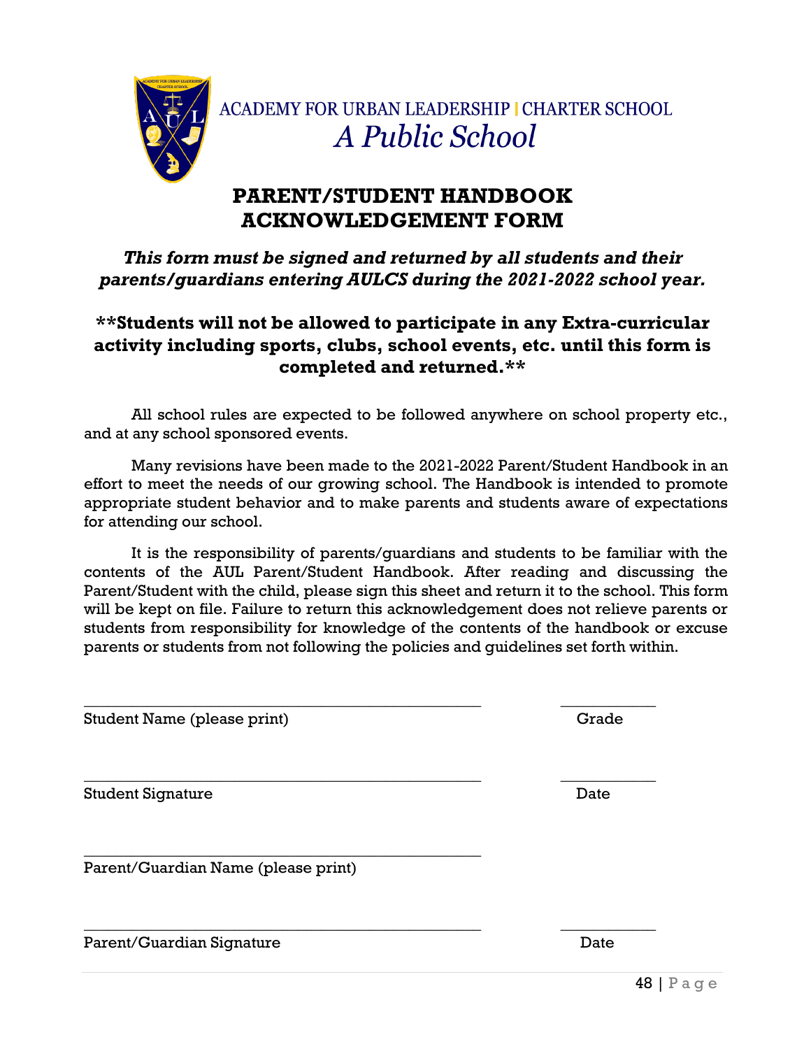ACADEMY FOR URBAN LEADERSHIP | CHARTER SCHOOL

*A Public School*

# PARENT/STUDENT HANDBOOK ACKNOWLEDGEMENT FORM

***This form must be signed and returned by all students and their parents/guardians entering AULCS during the 2021-2022 school year.***

**\*\*Students will not be allowed to participate in any Extra-curricular activity including sports, clubs, school events, etc. until this form is completed and returned.\*\***

All school rules are expected to be followed anywhere on school property etc., and at any school sponsored events.

Many revisions have been made to the 2021-2022 Parent/Student Handbook in an effort to meet the needs of our growing school. The Handbook is intended to promote appropriate student behavior and to make parents and students aware of expectations for attending our school.

It is the responsibility of parents/guardians and students to be familiar with the contents of the AUL Parent/Student Handbook. After reading and discussing the Parent/Student with the child, please sign this sheet and return it to the school. This form will be kept on file. Failure to return this acknowledgement does not relieve parents or students from responsibility for knowledge of the contents of the handbook or excuse parents or students from not following the policies and guidelines set forth within.

_______________________________________________ ___________

Student Name (please print) Grade

_______________________________________________ ___________

Student Signature Date

_______________________________________________

Parent/Guardian Name (please print)

_______________________________________________ ___________

Parent/Guardian Signature Date